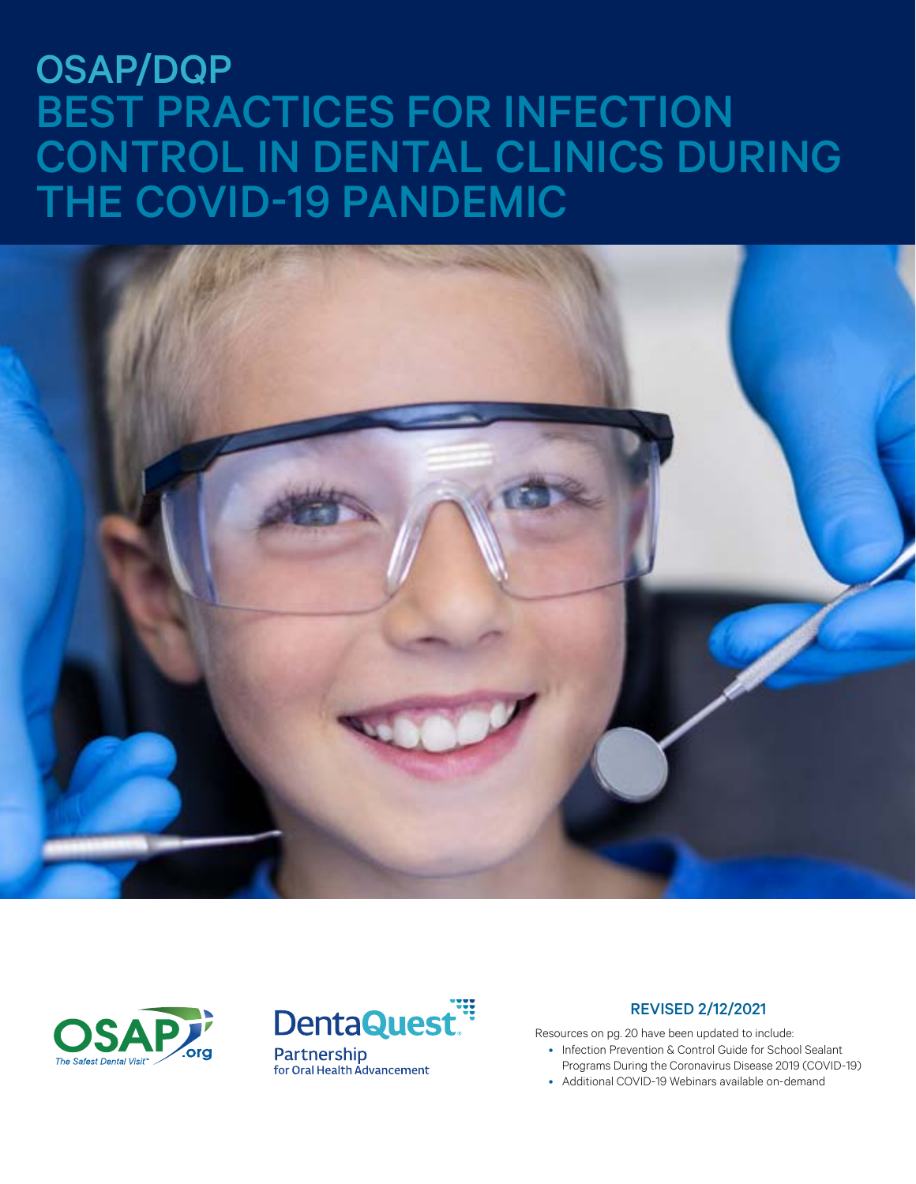# OSAP/DQP BEST PRACTICES FOR INFECTION CONTROL IN DENTAL CLINICS DURING THE COVID-19 PANDEMIC

OSAP .org *The Safest Dental Visit*™

DentaQuest Partnership for Oral Health Advancement

## REVISED 2/12/2021

Resources on pg. 20 have been updated to include:

- Infection Prevention & Control Guide for School Sealant Programs During the Coronavirus Disease 2019 (COVID-19)
- Additional COVID-19 Webinars available on-demand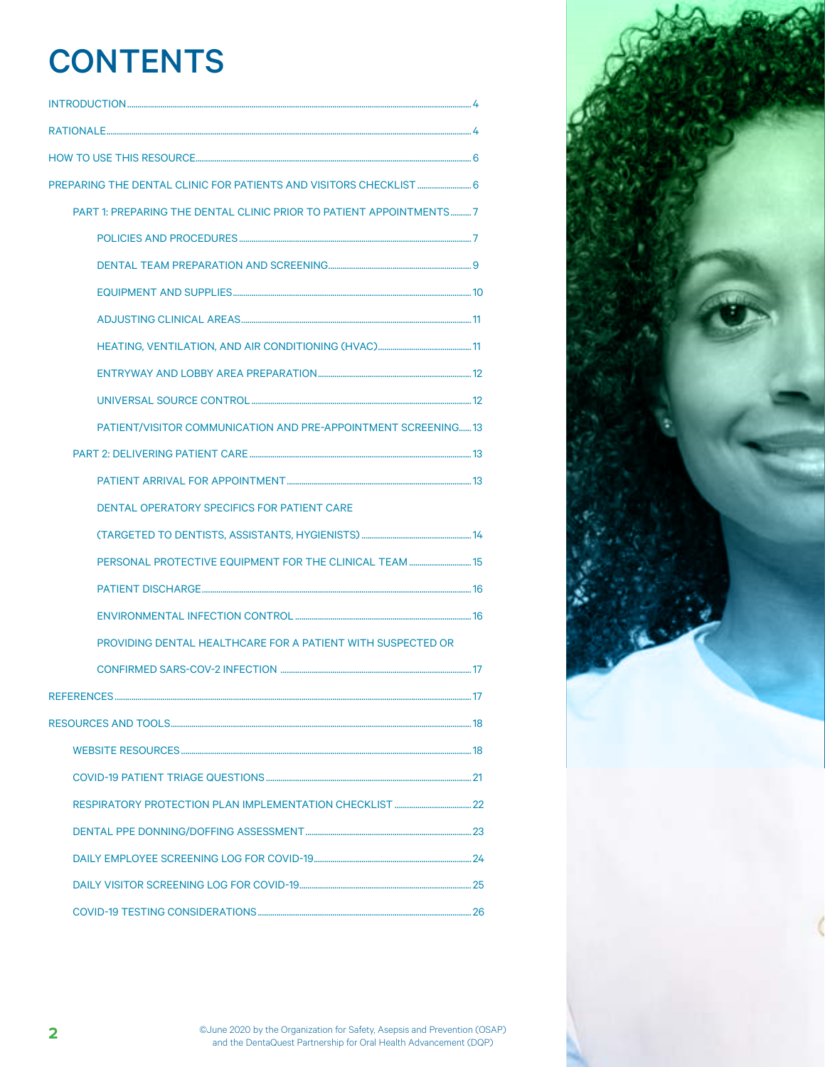# CONTENTS

- INTRODUCTION ... 4
- RATIONALE ... 4
- HOW TO USE THIS RESOURCE ... 6
- PREPARING THE DENTAL CLINIC FOR PATIENTS AND VISITORS CHECKLIST ... 6
  - PART 1: PREPARING THE DENTAL CLINIC PRIOR TO PATIENT APPOINTMENTS ... 7
    - POLICIES AND PROCEDURES ... 7
    - DENTAL TEAM PREPARATION AND SCREENING ... 9
    - EQUIPMENT AND SUPPLIES ... 10
    - ADJUSTING CLINICAL AREAS ... 11
    - HEATING, VENTILATION, AND AIR CONDITIONING (HVAC) ... 11
    - ENTRYWAY AND LOBBY AREA PREPARATION ... 12
    - UNIVERSAL SOURCE CONTROL ... 12
    - PATIENT/VISITOR COMMUNICATION AND PRE-APPOINTMENT SCREENING ... 13
  - PART 2: DELIVERING PATIENT CARE ... 13
    - PATIENT ARRIVAL FOR APPOINTMENT ... 13
    - DENTAL OPERATORY SPECIFICS FOR PATIENT CARE (TARGETED TO DENTISTS, ASSISTANTS, HYGIENISTS) ... 14
    - PERSONAL PROTECTIVE EQUIPMENT FOR THE CLINICAL TEAM ... 15
    - PATIENT DISCHARGE ... 16
    - ENVIRONMENTAL INFECTION CONTROL ... 16
    - PROVIDING DENTAL HEALTHCARE FOR A PATIENT WITH SUSPECTED OR CONFIRMED SARS-COV-2 INFECTION ... 17
- REFERENCES ... 17
- RESOURCES AND TOOLS ... 18
  - WEBSITE RESOURCES ... 18
  - COVID-19 PATIENT TRIAGE QUESTIONS ... 21
  - RESPIRATORY PROTECTION PLAN IMPLEMENTATION CHECKLIST ... 22
  - DENTAL PPE DONNING/DOFFING ASSESSMENT ... 23
  - DAILY EMPLOYEE SCREENING LOG FOR COVID-19 ... 24
  - DAILY VISITOR SCREENING LOG FOR COVID-19 ... 25
  - COVID-19 TESTING CONSIDERATIONS ... 26

©June 2020 by the Organization for Safety, Asepsis and Prevention (OSAP) and the DentaQuest Partnership for Oral Health Advancement (DQP)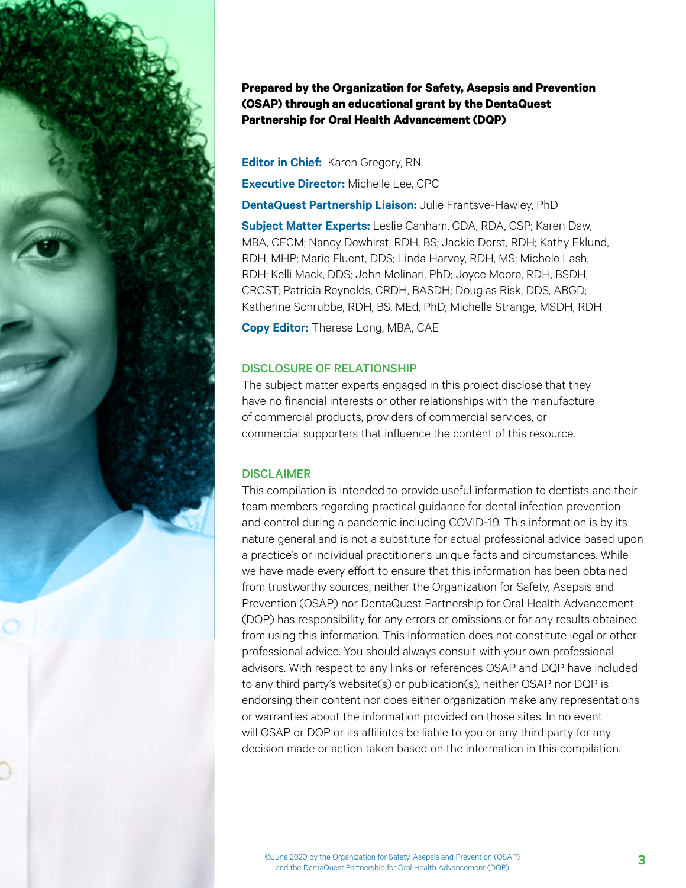**Prepared by the Organization for Safety, Asepsis and Prevention (OSAP) through an educational grant by the DentaQuest Partnership for Oral Health Advancement (DQP)**

**Editor in Chief:** Karen Gregory, RN

**Executive Director:** Michelle Lee, CPC

**DentaQuest Partnership Liaison:** Julie Frantsve-Hawley, PhD

**Subject Matter Experts:** Leslie Canham, CDA, RDA, CSP; Karen Daw, MBA, CECM; Nancy Dewhirst, RDH, BS; Jackie Dorst, RDH; Kathy Eklund, RDH, MHP; Marie Fluent, DDS; Linda Harvey, RDH, MS; Michele Lash, RDH; Kelli Mack, DDS; John Molinari, PhD; Joyce Moore, RDH, BSDH, CRCST; Patricia Reynolds, CRDH, BASDH; Douglas Risk, DDS, ABGD; Katherine Schrubbe, RDH, BS, MEd, PhD; Michelle Strange, MSDH, RDH

**Copy Editor:** Therese Long, MBA, CAE

## DISCLOSURE OF RELATIONSHIP

The subject matter experts engaged in this project disclose that they have no financial interests or other relationships with the manufacture of commercial products, providers of commercial services, or commercial supporters that influence the content of this resource.

## DISCLAIMER

This compilation is intended to provide useful information to dentists and their team members regarding practical guidance for dental infection prevention and control during a pandemic including COVID-19. This information is by its nature general and is not a substitute for actual professional advice based upon a practice's or individual practitioner's unique facts and circumstances. While we have made every effort to ensure that this information has been obtained from trustworthy sources, neither the Organization for Safety, Asepsis and Prevention (OSAP) nor DentaQuest Partnership for Oral Health Advancement (DQP) has responsibility for any errors or omissions or for any results obtained from using this information. This Information does not constitute legal or other professional advice. You should always consult with your own professional advisors. With respect to any links or references OSAP and DQP have included to any third party's website(s) or publication(s), neither OSAP nor DQP is endorsing their content nor does either organization make any representations or warranties about the information provided on those sites. In no event will OSAP or DQP or its affiliates be liable to you or any third party for any decision made or action taken based on the information in this compilation.

©June 2020 by the Organization for Safety, Asepsis and Prevention (OSAP) and the DentaQuest Partnership for Oral Health Advancement (DQP)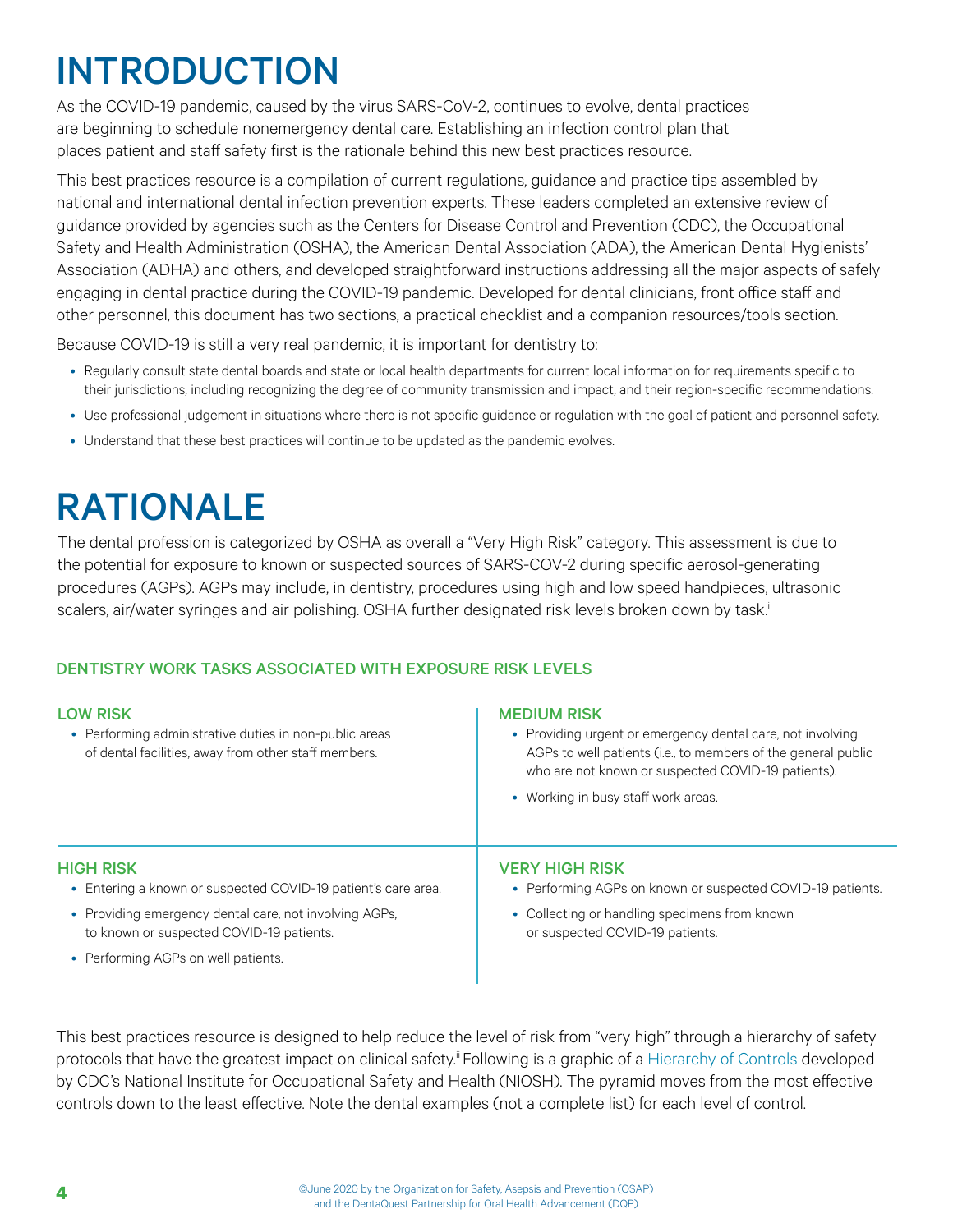# INTRODUCTION

As the COVID-19 pandemic, caused by the virus SARS-CoV-2, continues to evolve, dental practices are beginning to schedule nonemergency dental care. Establishing an infection control plan that places patient and staff safety first is the rationale behind this new best practices resource.

This best practices resource is a compilation of current regulations, guidance and practice tips assembled by national and international dental infection prevention experts. These leaders completed an extensive review of guidance provided by agencies such as the Centers for Disease Control and Prevention (CDC), the Occupational Safety and Health Administration (OSHA), the American Dental Association (ADA), the American Dental Hygienists' Association (ADHA) and others, and developed straightforward instructions addressing all the major aspects of safely engaging in dental practice during the COVID-19 pandemic. Developed for dental clinicians, front office staff and other personnel, this document has two sections, a practical checklist and a companion resources/tools section.

Because COVID-19 is still a very real pandemic, it is important for dentistry to:

- Regularly consult state dental boards and state or local health departments for current local information for requirements specific to their jurisdictions, including recognizing the degree of community transmission and impact, and their region-specific recommendations.
- Use professional judgement in situations where there is not specific guidance or regulation with the goal of patient and personnel safety.
- Understand that these best practices will continue to be updated as the pandemic evolves.

# RATIONALE

The dental profession is categorized by OSHA as overall a "Very High Risk" category. This assessment is due to the potential for exposure to known or suspected sources of SARS-COV-2 during specific aerosol-generating procedures (AGPs). AGPs may include, in dentistry, procedures using high and low speed handpieces, ultrasonic scalers, air/water syringes and air polishing. OSHA further designated risk levels broken down by task.[i]

### DENTISTRY WORK TASKS ASSOCIATED WITH EXPOSURE RISK LEVELS

#### LOW RISK

- Performing administrative duties in non-public areas of dental facilities, away from other staff members.

#### MEDIUM RISK

- Providing urgent or emergency dental care, not involving AGPs to well patients (i.e., to members of the general public who are not known or suspected COVID-19 patients).
- Working in busy staff work areas.

#### HIGH RISK

- Entering a known or suspected COVID-19 patient's care area.
- Providing emergency dental care, not involving AGPs, to known or suspected COVID-19 patients.
- Performing AGPs on well patients.

#### VERY HIGH RISK

- Performing AGPs on known or suspected COVID-19 patients.
- Collecting or handling specimens from known or suspected COVID-19 patients.

This best practices resource is designed to help reduce the level of risk from "very high" through a hierarchy of safety protocols that have the greatest impact on clinical safety.[ii] Following is a graphic of a Hierarchy of Controls developed by CDC's National Institute for Occupational Safety and Health (NIOSH). The pyramid moves from the most effective controls down to the least effective. Note the dental examples (not a complete list) for each level of control.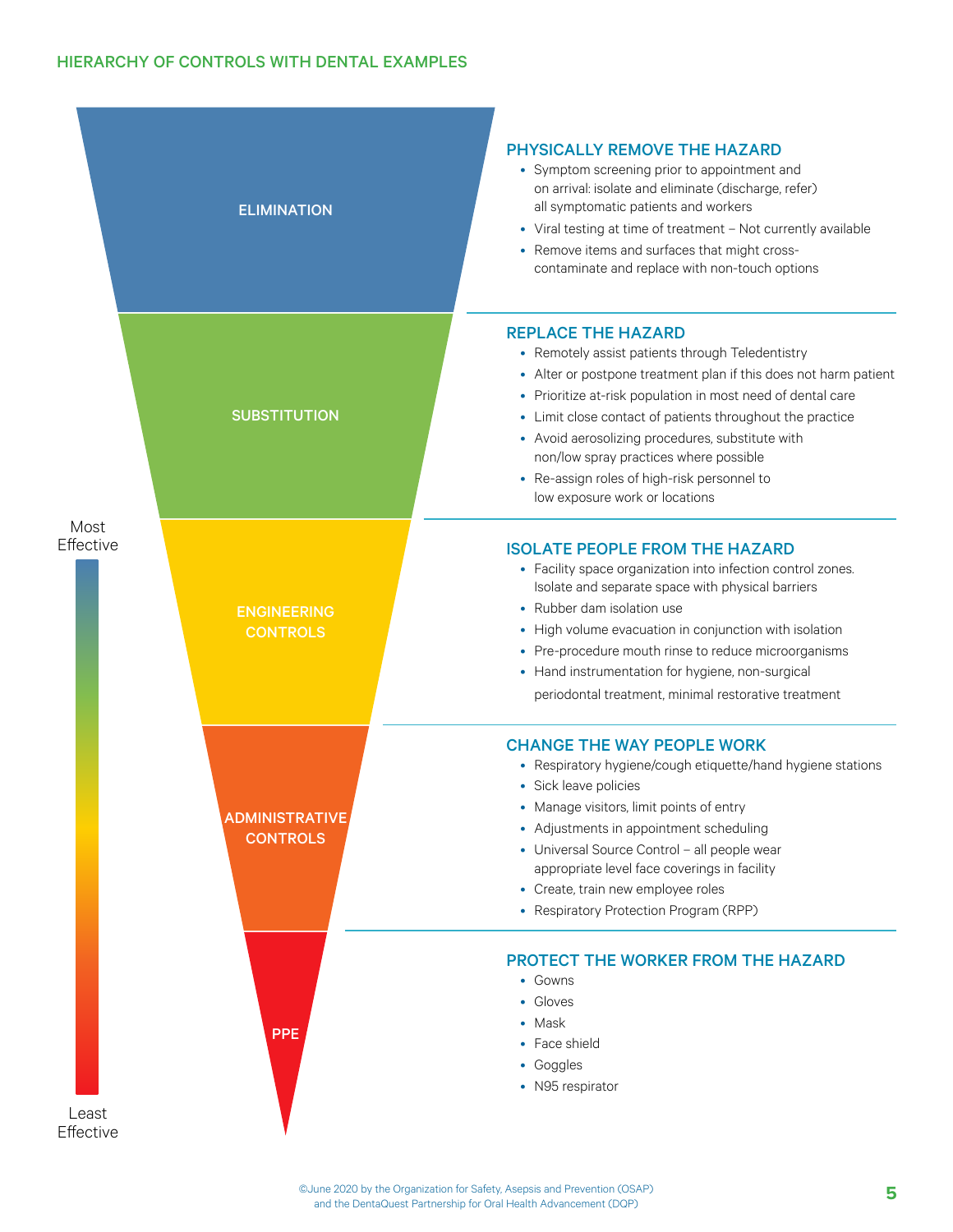## HIERARCHY OF CONTROLS WITH DENTAL EXAMPLES

Most Effective → Least Effective

### ELIMINATION

**PHYSICALLY REMOVE THE HAZARD**

- Symptom screening prior to appointment and on arrival: isolate and eliminate (discharge, refer) all symptomatic patients and workers
- Viral testing at time of treatment – Not currently available
- Remove items and surfaces that might cross-contaminate and replace with non-touch options

### SUBSTITUTION

**REPLACE THE HAZARD**

- Remotely assist patients through Teledentistry
- Alter or postpone treatment plan if this does not harm patient
- Prioritize at-risk population in most need of dental care
- Limit close contact of patients throughout the practice
- Avoid aerosolizing procedures, substitute with non/low spray practices where possible
- Re-assign roles of high-risk personnel to low exposure work or locations

### ENGINEERING CONTROLS

**ISOLATE PEOPLE FROM THE HAZARD**

- Facility space organization into infection control zones. Isolate and separate space with physical barriers
- Rubber dam isolation use
- High volume evacuation in conjunction with isolation
- Pre-procedure mouth rinse to reduce microorganisms
- Hand instrumentation for hygiene, non-surgical periodontal treatment, minimal restorative treatment

### ADMINISTRATIVE CONTROLS

**CHANGE THE WAY PEOPLE WORK**

- Respiratory hygiene/cough etiquette/hand hygiene stations
- Sick leave policies
- Manage visitors, limit points of entry
- Adjustments in appointment scheduling
- Universal Source Control – all people wear appropriate level face coverings in facility
- Create, train new employee roles
- Respiratory Protection Program (RPP)

### PPE

**PROTECT THE WORKER FROM THE HAZARD**

- Gowns
- Gloves
- Mask
- Face shield
- Goggles
- N95 respirator

©June 2020 by the Organization for Safety, Asepsis and Prevention (OSAP) and the DentaQuest Partnership for Oral Health Advancement (DQP)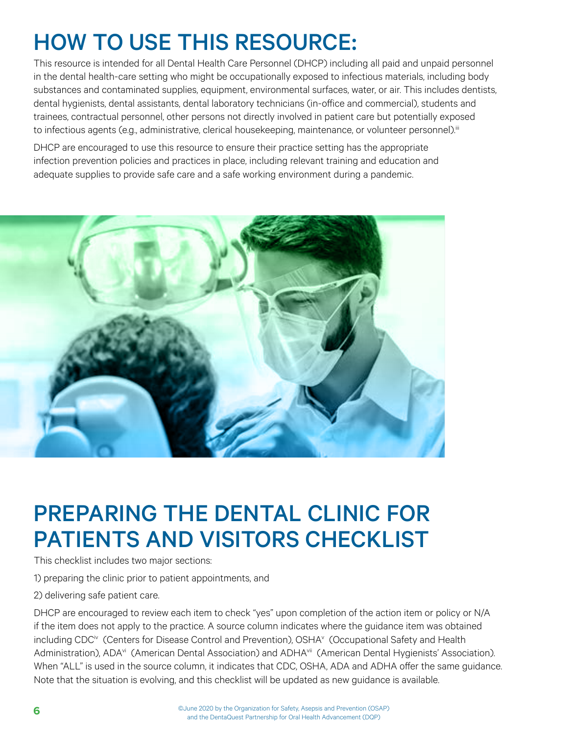# HOW TO USE THIS RESOURCE:

This resource is intended for all Dental Health Care Personnel (DHCP) including all paid and unpaid personnel in the dental health-care setting who might be occupationally exposed to infectious materials, including body substances and contaminated supplies, equipment, environmental surfaces, water, or air. This includes dentists, dental hygienists, dental assistants, dental laboratory technicians (in-office and commercial), students and trainees, contractual personnel, other persons not directly involved in patient care but potentially exposed to infectious agents (e.g., administrative, clerical housekeeping, maintenance, or volunteer personnel).[iii]

DHCP are encouraged to use this resource to ensure their practice setting has the appropriate infection prevention policies and practices in place, including relevant training and education and adequate supplies to provide safe care and a safe working environment during a pandemic.

# PREPARING THE DENTAL CLINIC FOR PATIENTS AND VISITORS CHECKLIST

This checklist includes two major sections:

1) preparing the clinic prior to patient appointments, and

2) delivering safe patient care.

DHCP are encouraged to review each item to check "yes" upon completion of the action item or policy or N/A if the item does not apply to the practice. A source column indicates where the guidance item was obtained including CDC[iv] (Centers for Disease Control and Prevention), OSHA[v] (Occupational Safety and Health Administration), ADA[vi] (American Dental Association) and ADHA[vii] (American Dental Hygienists' Association). When "ALL" is used in the source column, it indicates that CDC, OSHA, ADA and ADHA offer the same guidance. Note that the situation is evolving, and this checklist will be updated as new guidance is available.

©June 2020 by the Organization for Safety, Asepsis and Prevention (OSAP) and the DentaQuest Partnership for Oral Health Advancement (DQP)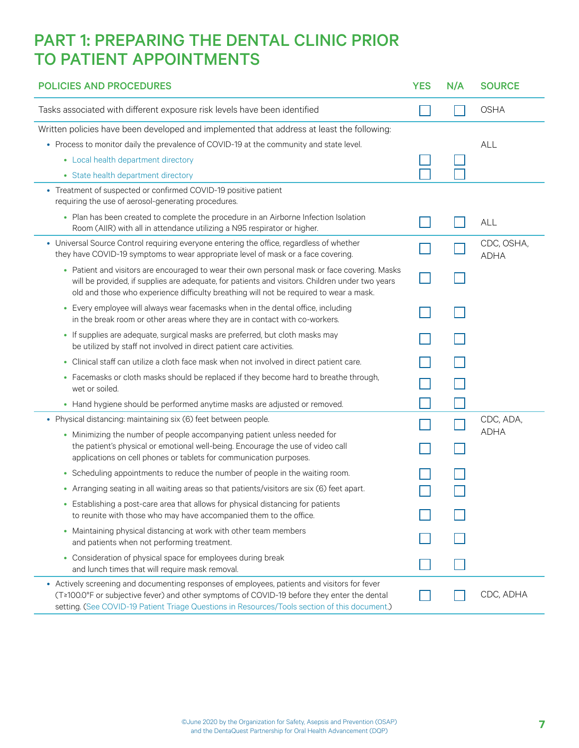# PART 1: PREPARING THE DENTAL CLINIC PRIOR TO PATIENT APPOINTMENTS

| POLICIES AND PROCEDURES | YES | N/A | SOURCE |
|---|---|---|---|
| Tasks associated with different exposure risk levels have been identified | ☐ | ☐ | OSHA |
| Written policies have been developed and implemented that address at least the following: | | | |
| • Process to monitor daily the prevalence of COVID-19 at the community and state level. | | | ALL |
| • Local health department directory | ☐ | ☐ | |
| • State health department directory | ☐ | ☐ | |
| • Treatment of suspected or confirmed COVID-19 positive patient requiring the use of aerosol-generating procedures. | | | |
| • Plan has been created to complete the procedure in an Airborne Infection Isolation Room (AIIR) with all in attendance utilizing a N95 respirator or higher. | ☐ | ☐ | ALL |
| • Universal Source Control requiring everyone entering the office, regardless of whether they have COVID-19 symptoms to wear appropriate level of mask or a face covering. | ☐ | ☐ | CDC, OSHA, ADHA |
| • Patient and visitors are encouraged to wear their own personal mask or face covering. Masks will be provided, if supplies are adequate, for patients and visitors. Children under two years old and those who experience difficulty breathing will not be required to wear a mask. | ☐ | ☐ | |
| • Every employee will always wear facemasks when in the dental office, including in the break room or other areas where they are in contact with co-workers. | ☐ | ☐ | |
| • If supplies are adequate, surgical masks are preferred, but cloth masks may be utilized by staff not involved in direct patient care activities. | ☐ | ☐ | |
| • Clinical staff can utilize a cloth face mask when not involved in direct patient care. | ☐ | ☐ | |
| • Facemasks or cloth masks should be replaced if they become hard to breathe through, wet or soiled. | ☐ | ☐ | |
| • Hand hygiene should be performed anytime masks are adjusted or removed. | ☐ | ☐ | |
| • Physical distancing: maintaining six (6) feet between people. | ☐ | ☐ | CDC, ADA, ADHA |
| • Minimizing the number of people accompanying patient unless needed for the patient's physical or emotional well-being. Encourage the use of video call applications on cell phones or tablets for communication purposes. | ☐ | ☐ | |
| • Scheduling appointments to reduce the number of people in the waiting room. | ☐ | ☐ | |
| • Arranging seating in all waiting areas so that patients/visitors are six (6) feet apart. | ☐ | ☐ | |
| • Establishing a post-care area that allows for physical distancing for patients to reunite with those who may have accompanied them to the office. | ☐ | ☐ | |
| • Maintaining physical distancing at work with other team members and patients when not performing treatment. | ☐ | ☐ | |
| • Consideration of physical space for employees during break and lunch times that will require mask removal. | ☐ | ☐ | |
| • Actively screening and documenting responses of employees, patients and visitors for fever (T≥100.0°F or subjective fever) and other symptoms of COVID-19 before they enter the dental setting. (See COVID-19 Patient Triage Questions in Resources/Tools section of this document.) | ☐ | ☐ | CDC, ADHA |

©June 2020 by the Organization for Safety, Asepsis and Prevention (OSAP) and the DentaQuest Partnership for Oral Health Advancement (DQP)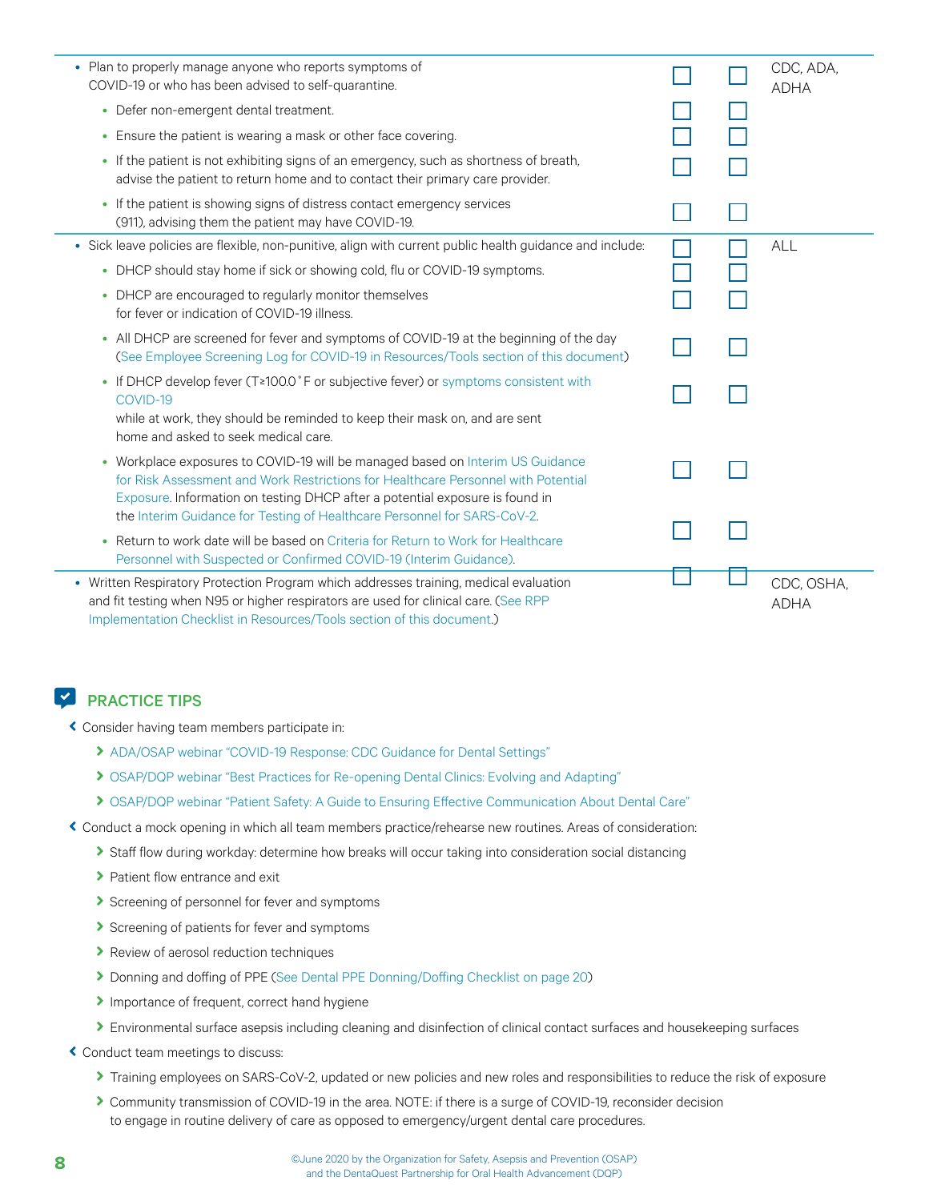| Item | | | Source |
|---|---|---|---|
| • Plan to properly manage anyone who reports symptoms of COVID-19 or who has been advised to self-quarantine. | ☐ | ☐ | CDC, ADA, ADHA |
| • Defer non-emergent dental treatment. | ☐ | ☐ | |
| • Ensure the patient is wearing a mask or other face covering. | ☐ | ☐ | |
| • If the patient is not exhibiting signs of an emergency, such as shortness of breath, advise the patient to return home and to contact their primary care provider. | ☐ | ☐ | |
| • If the patient is showing signs of distress contact emergency services (911), advising them the patient may have COVID-19. | ☐ | ☐ | |
| • Sick leave policies are flexible, non-punitive, align with current public health guidance and include: | ☐ | ☐ | ALL |
| • DHCP should stay home if sick or showing cold, flu or COVID-19 symptoms. | ☐ | ☐ | |
| • DHCP are encouraged to regularly monitor themselves for fever or indication of COVID-19 illness. | ☐ | ☐ | |
| • All DHCP are screened for fever and symptoms of COVID-19 at the beginning of the day (See Employee Screening Log for COVID-19 in Resources/Tools section of this document) | ☐ | ☐ | |
| • If DHCP develop fever (T≥100.0˚F or subjective fever) or symptoms consistent with COVID-19 while at work, they should be reminded to keep their mask on, and are sent home and asked to seek medical care. | ☐ | ☐ | |
| • Workplace exposures to COVID-19 will be managed based on Interim US Guidance for Risk Assessment and Work Restrictions for Healthcare Personnel with Potential Exposure. Information on testing DHCP after a potential exposure is found in the Interim Guidance for Testing of Healthcare Personnel for SARS-CoV-2. | ☐ | ☐ | |
| • Return to work date will be based on Criteria for Return to Work for Healthcare Personnel with Suspected or Confirmed COVID-19 (Interim Guidance). | ☐ | ☐ | |
| • Written Respiratory Protection Program which addresses training, medical evaluation and fit testing when N95 or higher respirators are used for clinical care. (See RPP Implementation Checklist in Resources/Tools section of this document.) | ☐ | ☐ | CDC, OSHA, ADHA |

## PRACTICE TIPS

- Consider having team members participate in:
  - ADA/OSAP webinar "COVID-19 Response: CDC Guidance for Dental Settings"
  - OSAP/DQP webinar "Best Practices for Re-opening Dental Clinics: Evolving and Adapting"
  - OSAP/DQP webinar "Patient Safety: A Guide to Ensuring Effective Communication About Dental Care"
- Conduct a mock opening in which all team members practice/rehearse new routines. Areas of consideration:
  - Staff flow during workday: determine how breaks will occur taking into consideration social distancing
  - Patient flow entrance and exit
  - Screening of personnel for fever and symptoms
  - Screening of patients for fever and symptoms
  - Review of aerosol reduction techniques
  - Donning and doffing of PPE (See Dental PPE Donning/Doffing Checklist on page 20)
  - Importance of frequent, correct hand hygiene
  - Environmental surface asepsis including cleaning and disinfection of clinical contact surfaces and housekeeping surfaces
- Conduct team meetings to discuss:
  - Training employees on SARS-CoV-2, updated or new policies and new roles and responsibilities to reduce the risk of exposure
  - Community transmission of COVID-19 in the area. NOTE: if there is a surge of COVID-19, reconsider decision to engage in routine delivery of care as opposed to emergency/urgent dental care procedures.

©June 2020 by the Organization for Safety, Asepsis and Prevention (OSAP) and the DentaQuest Partnership for Oral Health Advancement (DQP)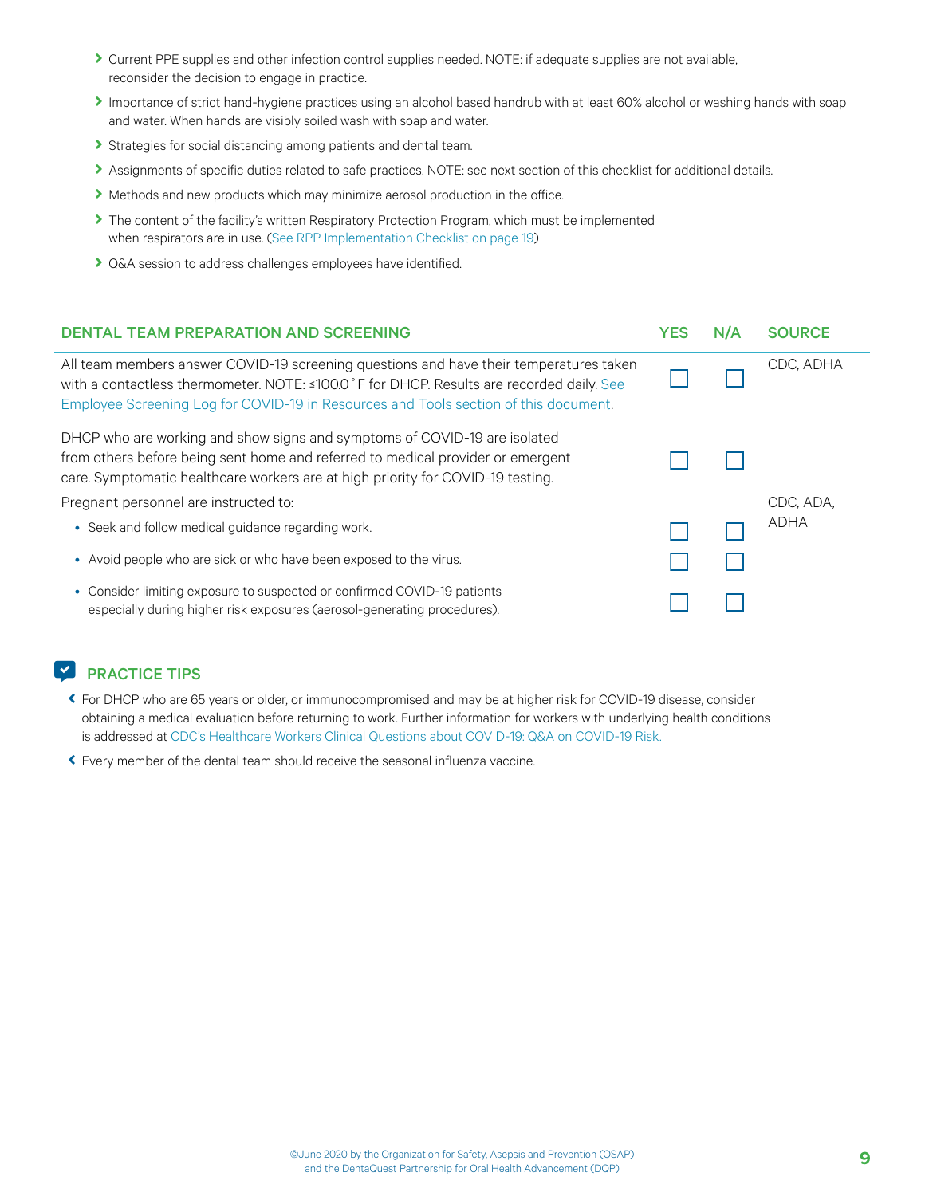- Current PPE supplies and other infection control supplies needed. NOTE: if adequate supplies are not available, reconsider the decision to engage in practice.
- Importance of strict hand-hygiene practices using an alcohol based handrub with at least 60% alcohol or washing hands with soap and water. When hands are visibly soiled wash with soap and water.
- Strategies for social distancing among patients and dental team.
- Assignments of specific duties related to safe practices. NOTE: see next section of this checklist for additional details.
- Methods and new products which may minimize aerosol production in the office.
- The content of the facility's written Respiratory Protection Program, which must be implemented when respirators are in use. (See RPP Implementation Checklist on page 19)
- Q&A session to address challenges employees have identified.

| DENTAL TEAM PREPARATION AND SCREENING | YES | N/A | SOURCE |
|---|---|---|---|
| All team members answer COVID-19 screening questions and have their temperatures taken with a contactless thermometer. NOTE: ≤100.0˚F for DHCP. Results are recorded daily. See Employee Screening Log for COVID-19 in Resources and Tools section of this document. | ☐ | ☐ | CDC, ADHA |
| DHCP who are working and show signs and symptoms of COVID-19 are isolated from others before being sent home and referred to medical provider or emergent care. Symptomatic healthcare workers are at high priority for COVID-19 testing. | ☐ | ☐ | |
| Pregnant personnel are instructed to: | | | CDC, ADA, ADHA |
| • Seek and follow medical guidance regarding work. | ☐ | ☐ | |
| • Avoid people who are sick or who have been exposed to the virus. | ☐ | ☐ | |
| • Consider limiting exposure to suspected or confirmed COVID-19 patients especially during higher risk exposures (aerosol-generating procedures). | ☐ | ☐ | |

## PRACTICE TIPS

- For DHCP who are 65 years or older, or immunocompromised and may be at higher risk for COVID-19 disease, consider obtaining a medical evaluation before returning to work. Further information for workers with underlying health conditions is addressed at CDC's Healthcare Workers Clinical Questions about COVID-19: Q&A on COVID-19 Risk.
- Every member of the dental team should receive the seasonal influenza vaccine.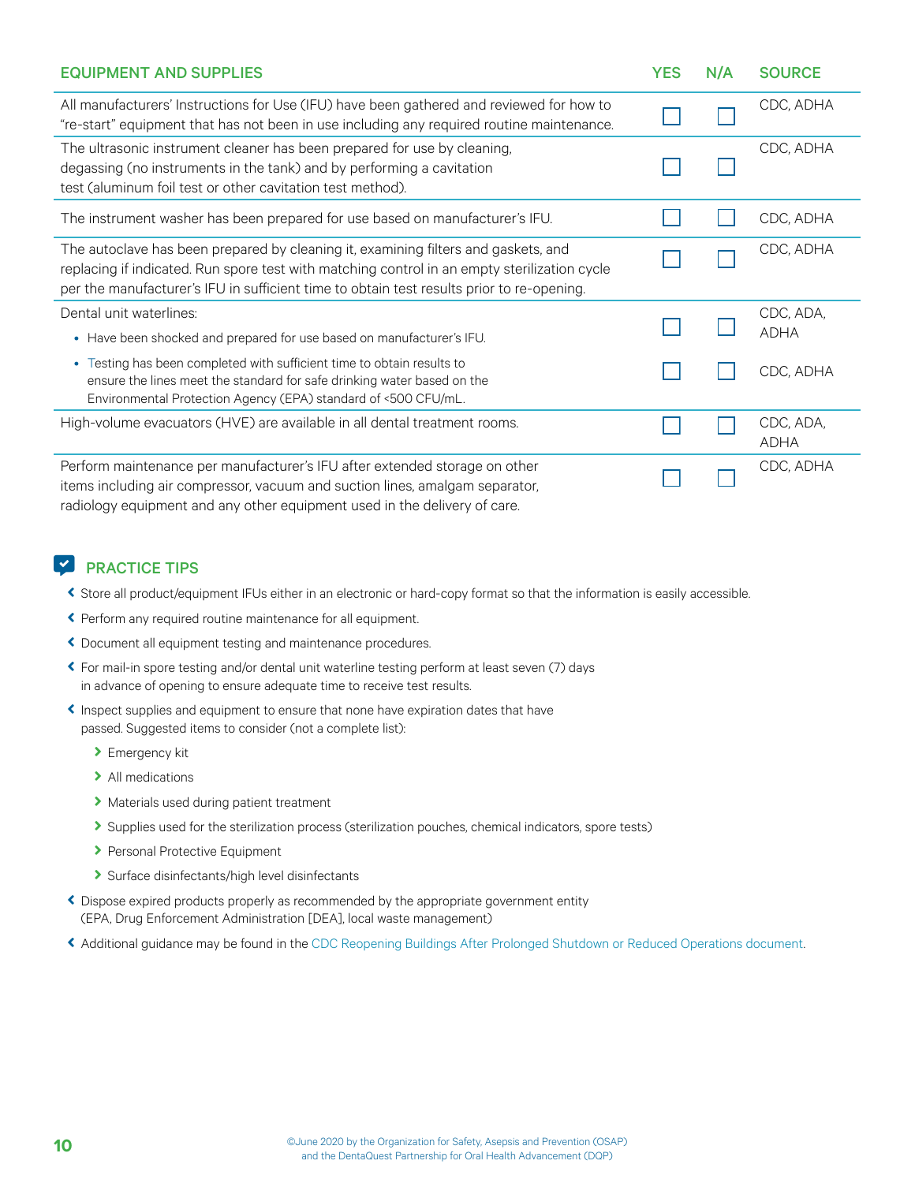| EQUIPMENT AND SUPPLIES | YES | N/A | SOURCE |
|---|---|---|---|
| All manufacturers' Instructions for Use (IFU) have been gathered and reviewed for how to "re-start" equipment that has not been in use including any required routine maintenance. | ☐ | ☐ | CDC, ADHA |
| The ultrasonic instrument cleaner has been prepared for use by cleaning, degassing (no instruments in the tank) and by performing a cavitation test (aluminum foil test or other cavitation test method). | ☐ | ☐ | CDC, ADHA |
| The instrument washer has been prepared for use based on manufacturer's IFU. | ☐ | ☐ | CDC, ADHA |
| The autoclave has been prepared by cleaning it, examining filters and gaskets, and replacing if indicated. Run spore test with matching control in an empty sterilization cycle per the manufacturer's IFU in sufficient time to obtain test results prior to re-opening. | ☐ | ☐ | CDC, ADHA |
| Dental unit waterlines: | | | |
| • Have been shocked and prepared for use based on manufacturer's IFU. | ☐ | ☐ | CDC, ADA, ADHA |
| • Testing has been completed with sufficient time to obtain results to ensure the lines meet the standard for safe drinking water based on the Environmental Protection Agency (EPA) standard of <500 CFU/mL. | ☐ | ☐ | CDC, ADHA |
| High-volume evacuators (HVE) are available in all dental treatment rooms. | ☐ | ☐ | CDC, ADA, ADHA |
| Perform maintenance per manufacturer's IFU after extended storage on other items including air compressor, vacuum and suction lines, amalgam separator, radiology equipment and any other equipment used in the delivery of care. | ☐ | ☐ | CDC, ADHA |

## PRACTICE TIPS

- Store all product/equipment IFUs either in an electronic or hard-copy format so that the information is easily accessible.
- Perform any required routine maintenance for all equipment.
- Document all equipment testing and maintenance procedures.
- For mail-in spore testing and/or dental unit waterline testing perform at least seven (7) days in advance of opening to ensure adequate time to receive test results.
- Inspect supplies and equipment to ensure that none have expiration dates that have passed. Suggested items to consider (not a complete list):
  - Emergency kit
  - All medications
  - Materials used during patient treatment
  - Supplies used for the sterilization process (sterilization pouches, chemical indicators, spore tests)
  - Personal Protective Equipment
  - Surface disinfectants/high level disinfectants
- Dispose expired products properly as recommended by the appropriate government entity (EPA, Drug Enforcement Administration [DEA], local waste management)
- Additional guidance may be found in the CDC Reopening Buildings After Prolonged Shutdown or Reduced Operations document.

©June 2020 by the Organization for Safety, Asepsis and Prevention (OSAP) and the DentaQuest Partnership for Oral Health Advancement (DQP)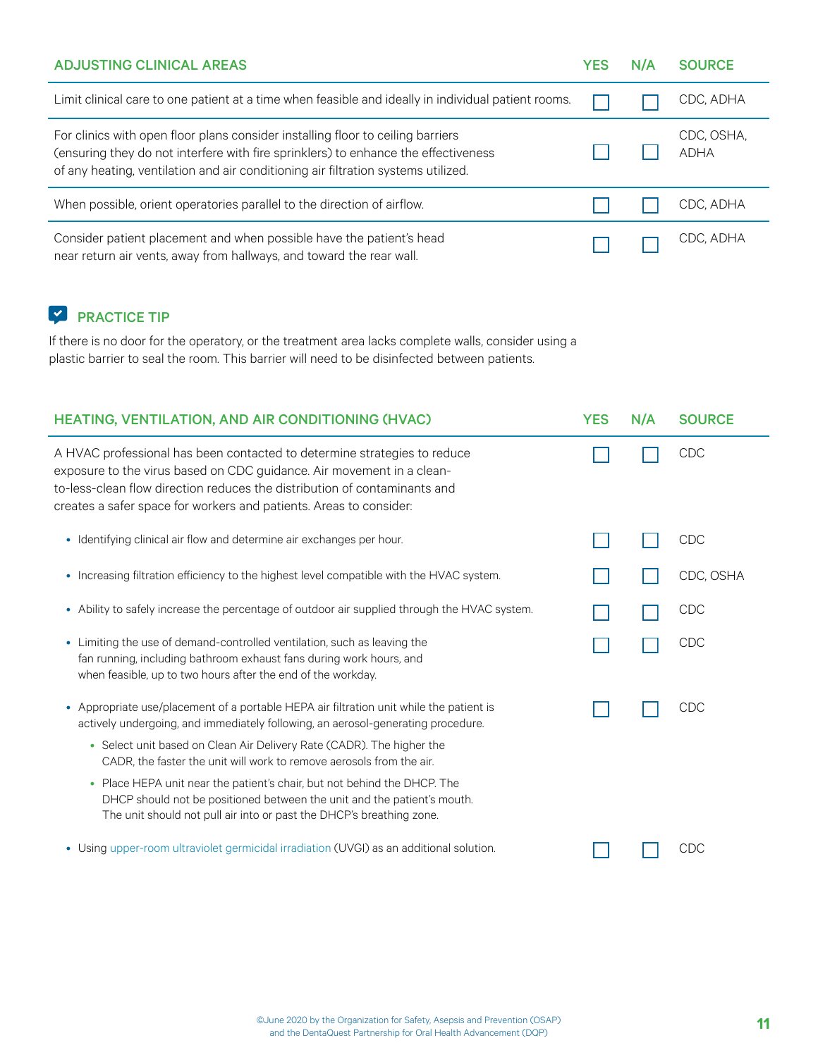| ADJUSTING CLINICAL AREAS | YES | N/A | SOURCE |
|---|---|---|---|
| Limit clinical care to one patient at a time when feasible and ideally in individual patient rooms. | ☐ | ☐ | CDC, ADHA |
| For clinics with open floor plans consider installing floor to ceiling barriers (ensuring they do not interfere with fire sprinklers) to enhance the effectiveness of any heating, ventilation and air conditioning air filtration systems utilized. | ☐ | ☐ | CDC, OSHA, ADHA |
| When possible, orient operatories parallel to the direction of airflow. | ☐ | ☐ | CDC, ADHA |
| Consider patient placement and when possible have the patient's head near return air vents, away from hallways, and toward the rear wall. | ☐ | ☐ | CDC, ADHA |

**PRACTICE TIP**

If there is no door for the operatory, or the treatment area lacks complete walls, consider using a plastic barrier to seal the room. This barrier will need to be disinfected between patients.

| HEATING, VENTILATION, AND AIR CONDITIONING (HVAC) | YES | N/A | SOURCE |
|---|---|---|---|
| A HVAC professional has been contacted to determine strategies to reduce exposure to the virus based on CDC guidance. Air movement in a clean-to-less-clean flow direction reduces the distribution of contaminants and creates a safer space for workers and patients. Areas to consider: | ☐ | ☐ | CDC |
| • Identifying clinical air flow and determine air exchanges per hour. | ☐ | ☐ | CDC |
| • Increasing filtration efficiency to the highest level compatible with the HVAC system. | ☐ | ☐ | CDC, OSHA |
| • Ability to safely increase the percentage of outdoor air supplied through the HVAC system. | ☐ | ☐ | CDC |
| • Limiting the use of demand-controlled ventilation, such as leaving the fan running, including bathroom exhaust fans during work hours, and when feasible, up to two hours after the end of the workday. | ☐ | ☐ | CDC |
| • Appropriate use/placement of a portable HEPA air filtration unit while the patient is actively undergoing, and immediately following, an aerosol-generating procedure.<br>• Select unit based on Clean Air Delivery Rate (CADR). The higher the CADR, the faster the unit will work to remove aerosols from the air.<br>• Place HEPA unit near the patient's chair, but not behind the DHCP. The DHCP should not be positioned between the unit and the patient's mouth. The unit should not pull air into or past the DHCP's breathing zone. | ☐ | ☐ | CDC |
| • Using upper-room ultraviolet germicidal irradiation (UVGI) as an additional solution. | ☐ | ☐ | CDC |

©June 2020 by the Organization for Safety, Asepsis and Prevention (OSAP) and the DentaQuest Partnership for Oral Health Advancement (DQP)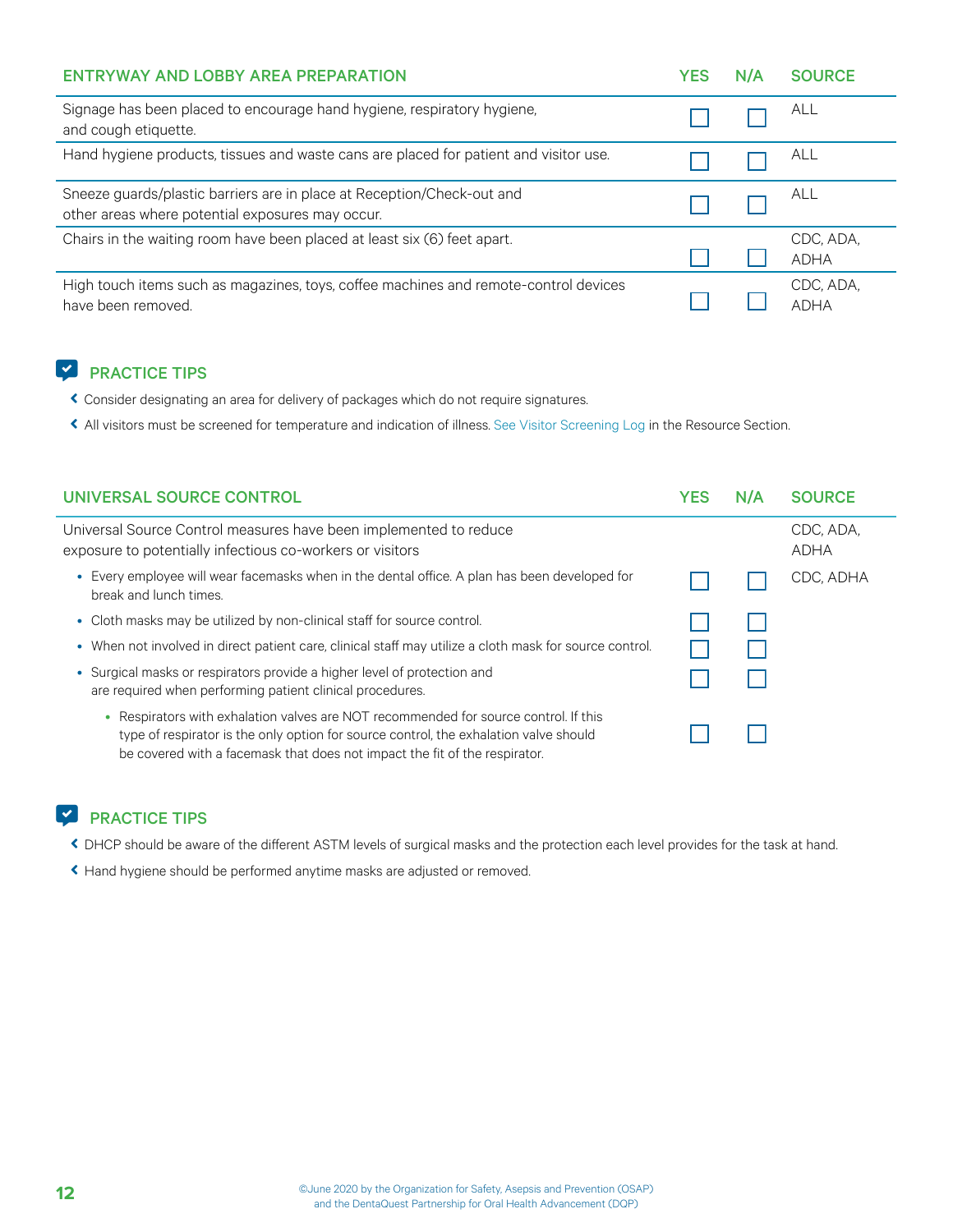| ENTRYWAY AND LOBBY AREA PREPARATION | YES | N/A | SOURCE |
|---|---|---|---|
| Signage has been placed to encourage hand hygiene, respiratory hygiene, and cough etiquette. | ☐ | ☐ | ALL |
| Hand hygiene products, tissues and waste cans are placed for patient and visitor use. | ☐ | ☐ | ALL |
| Sneeze guards/plastic barriers are in place at Reception/Check-out and other areas where potential exposures may occur. | ☐ | ☐ | ALL |
| Chairs in the waiting room have been placed at least six (6) feet apart. | ☐ | ☐ | CDC, ADA, ADHA |
| High touch items such as magazines, toys, coffee machines and remote-control devices have been removed. | ☐ | ☐ | CDC, ADA, ADHA |

### PRACTICE TIPS

- Consider designating an area for delivery of packages which do not require signatures.
- All visitors must be screened for temperature and indication of illness. See Visitor Screening Log in the Resource Section.

| UNIVERSAL SOURCE CONTROL | YES | N/A | SOURCE |
|---|---|---|---|
| Universal Source Control measures have been implemented to reduce exposure to potentially infectious co-workers or visitors | | | CDC, ADA, ADHA |
| • Every employee will wear facemasks when in the dental office. A plan has been developed for break and lunch times. | ☐ | ☐ | CDC, ADHA |
| • Cloth masks may be utilized by non-clinical staff for source control. | ☐ | ☐ | |
| • When not involved in direct patient care, clinical staff may utilize a cloth mask for source control. | ☐ | ☐ | |
| • Surgical masks or respirators provide a higher level of protection and are required when performing patient clinical procedures. | ☐ | ☐ | |
| ◦ Respirators with exhalation valves are NOT recommended for source control. If this type of respirator is the only option for source control, the exhalation valve should be covered with a facemask that does not impact the fit of the respirator. | ☐ | ☐ | |

### PRACTICE TIPS

- DHCP should be aware of the different ASTM levels of surgical masks and the protection each level provides for the task at hand.
- Hand hygiene should be performed anytime masks are adjusted or removed.

©June 2020 by the Organization for Safety, Asepsis and Prevention (OSAP) and the DentaQuest Partnership for Oral Health Advancement (DQP)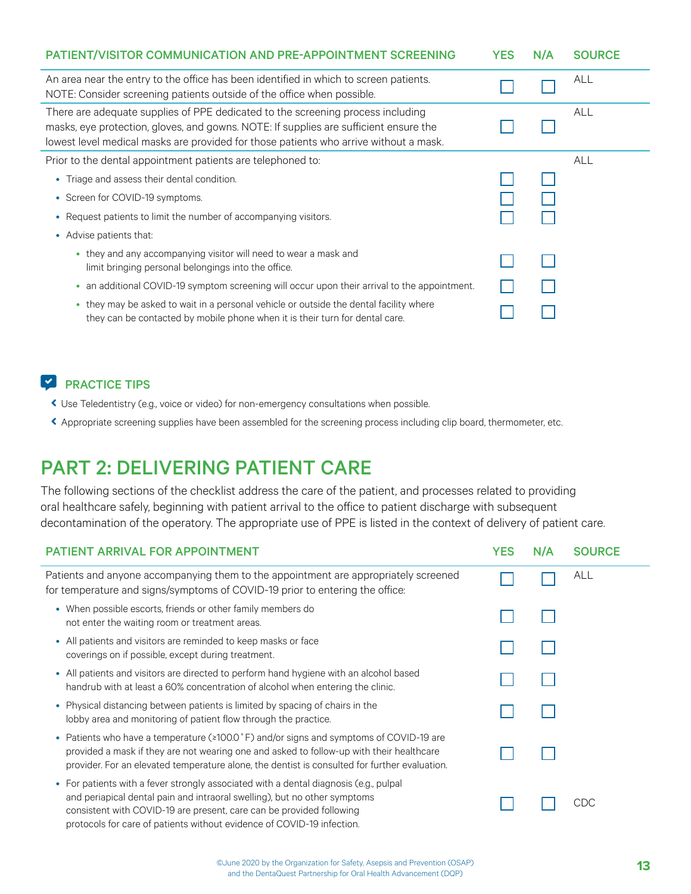| PATIENT/VISITOR COMMUNICATION AND PRE-APPOINTMENT SCREENING | YES | N/A | SOURCE |
|---|---|---|---|
| An area near the entry to the office has been identified in which to screen patients. NOTE: Consider screening patients outside of the office when possible. | ☐ | ☐ | ALL |
| There are adequate supplies of PPE dedicated to the screening process including masks, eye protection, gloves, and gowns. NOTE: If supplies are sufficient ensure the lowest level medical masks are provided for those patients who arrive without a mask. | ☐ | ☐ | ALL |
| Prior to the dental appointment patients are telephoned to: | | | ALL |
| • Triage and assess their dental condition. | ☐ | ☐ | |
| • Screen for COVID-19 symptoms. | ☐ | ☐ | |
| • Request patients to limit the number of accompanying visitors. | ☐ | ☐ | |
| • Advise patients that: | | | |
| ◦ they and any accompanying visitor will need to wear a mask and limit bringing personal belongings into the office. | ☐ | ☐ | |
| ◦ an additional COVID-19 symptom screening will occur upon their arrival to the appointment. | ☐ | ☐ | |
| ◦ they may be asked to wait in a personal vehicle or outside the dental facility where they can be contacted by mobile phone when it is their turn for dental care. | ☐ | ☐ | |

**PRACTICE TIPS**

- Use Teledentistry (e.g., voice or video) for non-emergency consultations when possible.
- Appropriate screening supplies have been assembled for the screening process including clip board, thermometer, etc.

# PART 2: DELIVERING PATIENT CARE

The following sections of the checklist address the care of the patient, and processes related to providing oral healthcare safely, beginning with patient arrival to the office to patient discharge with subsequent decontamination of the operatory. The appropriate use of PPE is listed in the context of delivery of patient care.

| PATIENT ARRIVAL FOR APPOINTMENT | YES | N/A | SOURCE |
|---|---|---|---|
| Patients and anyone accompanying them to the appointment are appropriately screened for temperature and signs/symptoms of COVID-19 prior to entering the office: | ☐ | ☐ | ALL |
| • When possible escorts, friends or other family members do not enter the waiting room or treatment areas. | ☐ | ☐ | |
| • All patients and visitors are reminded to keep masks or face coverings on if possible, except during treatment. | ☐ | ☐ | |
| • All patients and visitors are directed to perform hand hygiene with an alcohol based handrub with at least a 60% concentration of alcohol when entering the clinic. | ☐ | ☐ | |
| • Physical distancing between patients is limited by spacing of chairs in the lobby area and monitoring of patient flow through the practice. | ☐ | ☐ | |
| • Patients who have a temperature (≥100.0˚F) and/or signs and symptoms of COVID-19 are provided a mask if they are not wearing one and asked to follow-up with their healthcare provider. For an elevated temperature alone, the dentist is consulted for further evaluation. | ☐ | ☐ | |
| • For patients with a fever strongly associated with a dental diagnosis (e.g., pulpal and periapical dental pain and intraoral swelling), but no other symptoms consistent with COVID-19 are present, care can be provided following protocols for care of patients without evidence of COVID-19 infection. | ☐ | ☐ | CDC |

©June 2020 by the Organization for Safety, Asepsis and Prevention (OSAP) and the DentaQuest Partnership for Oral Health Advancement (DQP)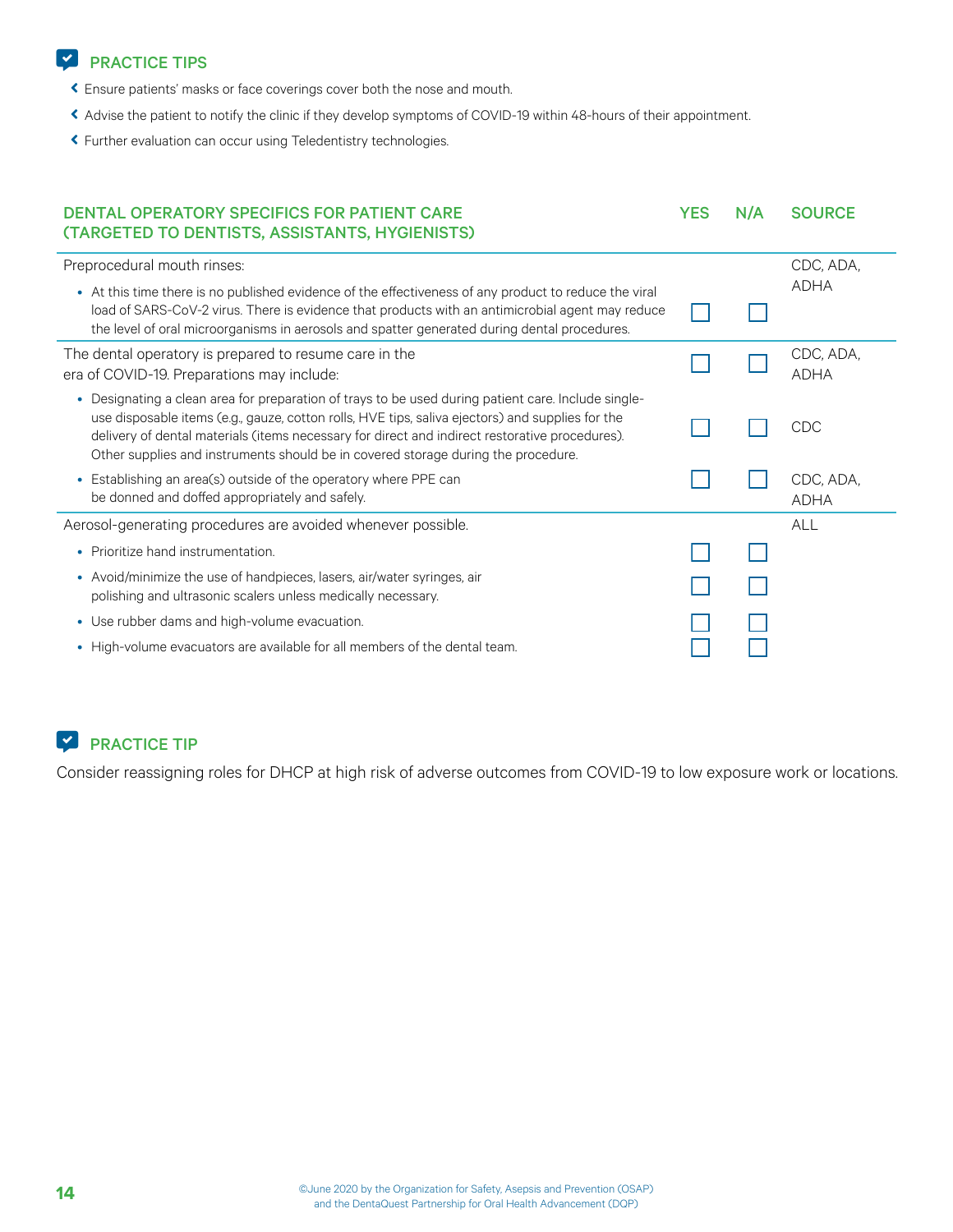## PRACTICE TIPS

- Ensure patients' masks or face coverings cover both the nose and mouth.
- Advise the patient to notify the clinic if they develop symptoms of COVID-19 within 48-hours of their appointment.
- Further evaluation can occur using Teledentistry technologies.

| DENTAL OPERATORY SPECIFICS FOR PATIENT CARE (TARGETED TO DENTISTS, ASSISTANTS, HYGIENISTS) | YES | N/A | SOURCE |
|---|---|---|---|
| Preprocedural mouth rinses: | | | CDC, ADA, ADHA |
| • At this time there is no published evidence of the effectiveness of any product to reduce the viral load of SARS-CoV-2 virus. There is evidence that products with an antimicrobial agent may reduce the level of oral microorganisms in aerosols and spatter generated during dental procedures. | ☐ | ☐ | |
| The dental operatory is prepared to resume care in the era of COVID-19. Preparations may include: | ☐ | ☐ | CDC, ADA, ADHA |
| • Designating a clean area for preparation of trays to be used during patient care. Include single-use disposable items (e.g., gauze, cotton rolls, HVE tips, saliva ejectors) and supplies for the delivery of dental materials (items necessary for direct and indirect restorative procedures). Other supplies and instruments should be in covered storage during the procedure. | ☐ | ☐ | CDC |
| • Establishing an area(s) outside of the operatory where PPE can be donned and doffed appropriately and safely. | ☐ | ☐ | CDC, ADA, ADHA |
| Aerosol-generating procedures are avoided whenever possible. | | | ALL |
| • Prioritize hand instrumentation. | ☐ | ☐ | |
| • Avoid/minimize the use of handpieces, lasers, air/water syringes, air polishing and ultrasonic scalers unless medically necessary. | ☐ | ☐ | |
| • Use rubber dams and high-volume evacuation. | ☐ | ☐ | |
| • High-volume evacuators are available for all members of the dental team. | ☐ | ☐ | |

## PRACTICE TIP

Consider reassigning roles for DHCP at high risk of adverse outcomes from COVID-19 to low exposure work or locations.

©June 2020 by the Organization for Safety, Asepsis and Prevention (OSAP) and the DentaQuest Partnership for Oral Health Advancement (DQP)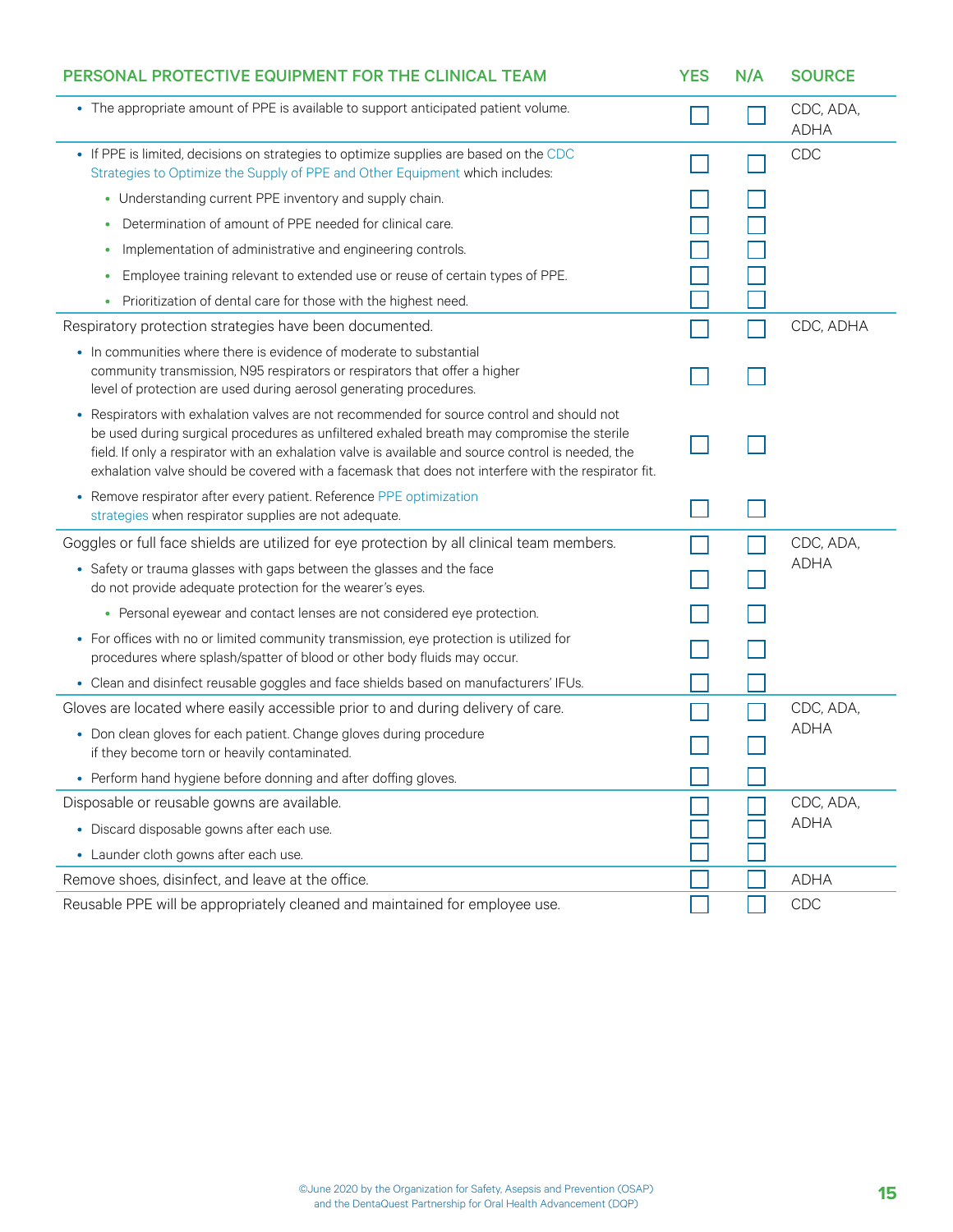| PERSONAL PROTECTIVE EQUIPMENT FOR THE CLINICAL TEAM | YES | N/A | SOURCE |
|---|---|---|---|
| • The appropriate amount of PPE is available to support anticipated patient volume. | ☐ | ☐ | CDC, ADA, ADHA |
| • If PPE is limited, decisions on strategies to optimize supplies are based on the CDC Strategies to Optimize the Supply of PPE and Other Equipment which includes: | ☐ | ☐ | CDC |
| • Understanding current PPE inventory and supply chain. | ☐ | ☐ | |
| • Determination of amount of PPE needed for clinical care. | ☐ | ☐ | |
| • Implementation of administrative and engineering controls. | ☐ | ☐ | |
| • Employee training relevant to extended use or reuse of certain types of PPE. | ☐ | ☐ | |
| • Prioritization of dental care for those with the highest need. | ☐ | ☐ | |
| Respiratory protection strategies have been documented. | ☐ | ☐ | CDC, ADHA |
| • In communities where there is evidence of moderate to substantial community transmission, N95 respirators or respirators that offer a higher level of protection are used during aerosol generating procedures. | ☐ | ☐ | |
| • Respirators with exhalation valves are not recommended for source control and should not be used during surgical procedures as unfiltered exhaled breath may compromise the sterile field. If only a respirator with an exhalation valve is available and source control is needed, the exhalation valve should be covered with a facemask that does not interfere with the respirator fit. | ☐ | ☐ | |
| • Remove respirator after every patient. Reference PPE optimization strategies when respirator supplies are not adequate. | ☐ | ☐ | |
| Goggles or full face shields are utilized for eye protection by all clinical team members. | ☐ | ☐ | CDC, ADA, ADHA |
| • Safety or trauma glasses with gaps between the glasses and the face do not provide adequate protection for the wearer's eyes. | ☐ | ☐ | |
| • Personal eyewear and contact lenses are not considered eye protection. | ☐ | ☐ | |
| • For offices with no or limited community transmission, eye protection is utilized for procedures where splash/spatter of blood or other body fluids may occur. | ☐ | ☐ | |
| • Clean and disinfect reusable goggles and face shields based on manufacturers' IFUs. | ☐ | ☐ | |
| Gloves are located where easily accessible prior to and during delivery of care. | ☐ | ☐ | CDC, ADA, ADHA |
| • Don clean gloves for each patient. Change gloves during procedure if they become torn or heavily contaminated. | ☐ | ☐ | |
| • Perform hand hygiene before donning and after doffing gloves. | ☐ | ☐ | |
| Disposable or reusable gowns are available. | ☐ | ☐ | CDC, ADA, ADHA |
| • Discard disposable gowns after each use. | ☐ | ☐ | |
| • Launder cloth gowns after each use. | ☐ | ☐ | |
| Remove shoes, disinfect, and leave at the office. | ☐ | ☐ | ADHA |
| Reusable PPE will be appropriately cleaned and maintained for employee use. | ☐ | ☐ | CDC |

©June 2020 by the Organization for Safety, Asepsis and Prevention (OSAP) and the DentaQuest Partnership for Oral Health Advancement (DQP)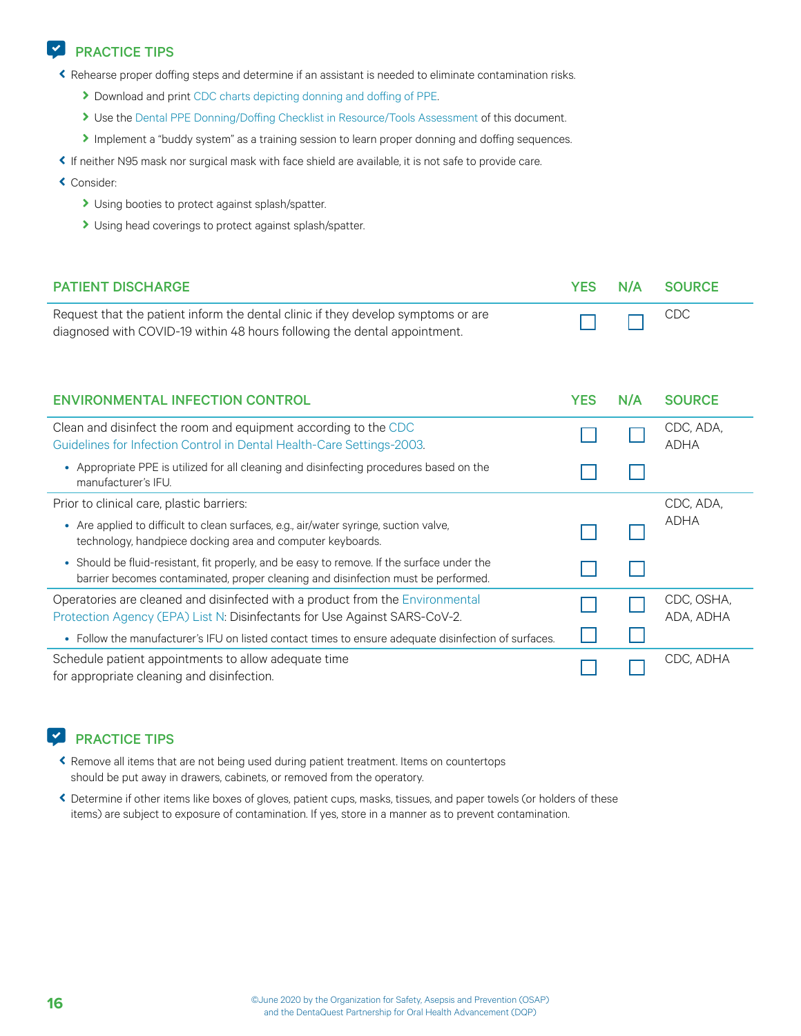### PRACTICE TIPS

- Rehearse proper doffing steps and determine if an assistant is needed to eliminate contamination risks.
  - Download and print CDC charts depicting donning and doffing of PPE.
  - Use the Dental PPE Donning/Doffing Checklist in Resource/Tools Assessment of this document.
  - Implement a "buddy system" as a training session to learn proper donning and doffing sequences.
- If neither N95 mask nor surgical mask with face shield are available, it is not safe to provide care.
- Consider:
  - Using booties to protect against splash/spatter.
  - Using head coverings to protect against splash/spatter.

| PATIENT DISCHARGE | YES | N/A | SOURCE |
|---|---|---|---|
| Request that the patient inform the dental clinic if they develop symptoms or are diagnosed with COVID-19 within 48 hours following the dental appointment. | ☐ | ☐ | CDC |

| ENVIRONMENTAL INFECTION CONTROL | YES | N/A | SOURCE |
|---|---|---|---|
| Clean and disinfect the room and equipment according to the CDC Guidelines for Infection Control in Dental Health-Care Settings-2003. | ☐ | ☐ | CDC, ADA, ADHA |
| • Appropriate PPE is utilized for all cleaning and disinfecting procedures based on the manufacturer's IFU. | ☐ | ☐ | |
| Prior to clinical care, plastic barriers: | | | CDC, ADA, ADHA |
| • Are applied to difficult to clean surfaces, e.g., air/water syringe, suction valve, technology, handpiece docking area and computer keyboards. | ☐ | ☐ | |
| • Should be fluid-resistant, fit properly, and be easy to remove. If the surface under the barrier becomes contaminated, proper cleaning and disinfection must be performed. | ☐ | ☐ | |
| Operatories are cleaned and disinfected with a product from the Environmental Protection Agency (EPA) List N: Disinfectants for Use Against SARS-CoV-2. | ☐ | ☐ | CDC, OSHA, ADA, ADHA |
| • Follow the manufacturer's IFU on listed contact times to ensure adequate disinfection of surfaces. | ☐ | ☐ | |
| Schedule patient appointments to allow adequate time for appropriate cleaning and disinfection. | ☐ | ☐ | CDC, ADHA |

### PRACTICE TIPS

- Remove all items that are not being used during patient treatment. Items on countertops should be put away in drawers, cabinets, or removed from the operatory.
- Determine if other items like boxes of gloves, patient cups, masks, tissues, and paper towels (or holders of these items) are subject to exposure of contamination. If yes, store in a manner as to prevent contamination.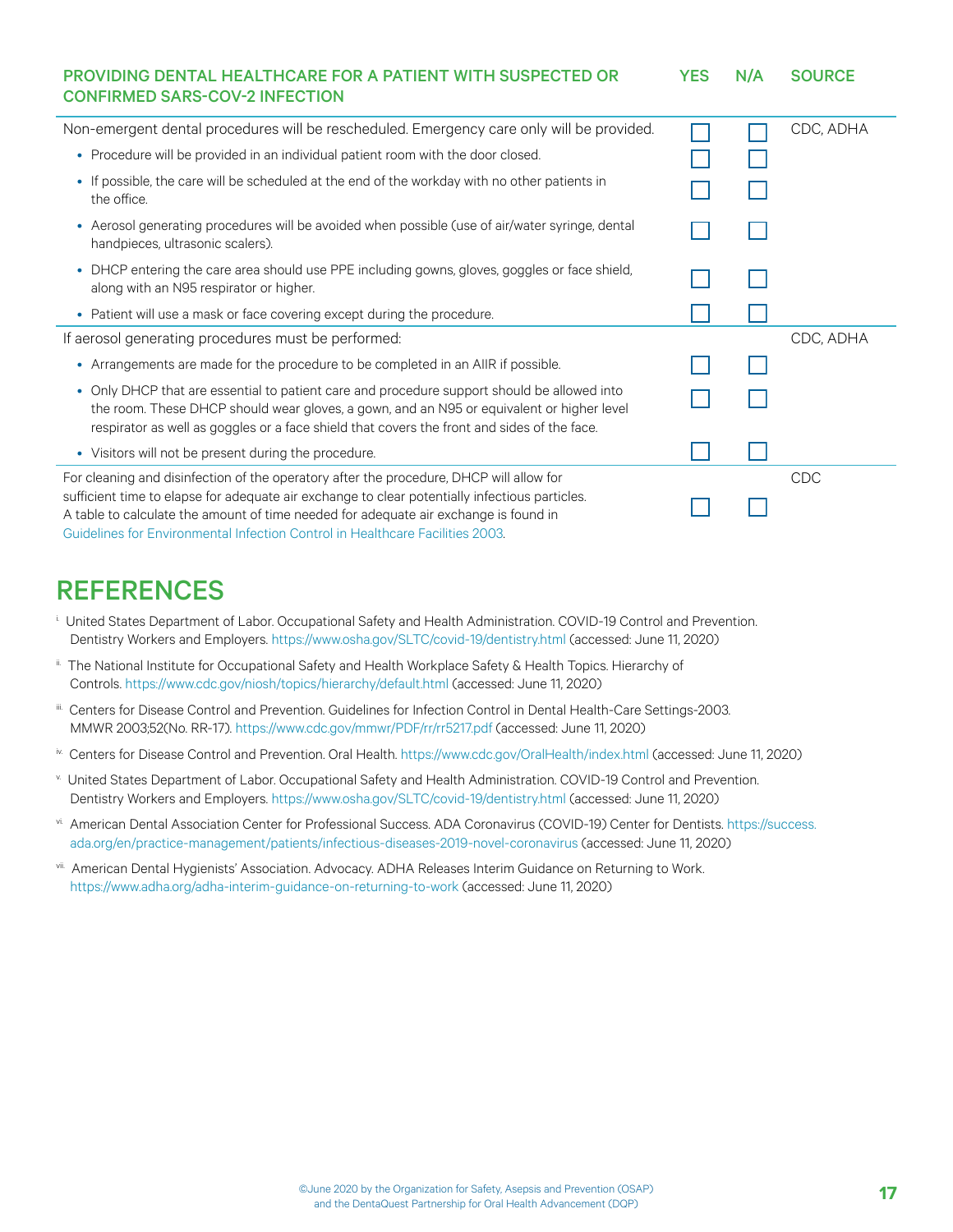| PROVIDING DENTAL HEALTHCARE FOR A PATIENT WITH SUSPECTED OR CONFIRMED SARS-COV-2 INFECTION | YES | N/A | SOURCE |
|---|---|---|---|
| Non-emergent dental procedures will be rescheduled. Emergency care only will be provided. | ☐ | ☐ | CDC, ADHA |
| • Procedure will be provided in an individual patient room with the door closed. | ☐ | ☐ | |
| • If possible, the care will be scheduled at the end of the workday with no other patients in the office. | ☐ | ☐ | |
| • Aerosol generating procedures will be avoided when possible (use of air/water syringe, dental handpieces, ultrasonic scalers). | ☐ | ☐ | |
| • DHCP entering the care area should use PPE including gowns, gloves, goggles or face shield, along with an N95 respirator or higher. | ☐ | ☐ | |
| • Patient will use a mask or face covering except during the procedure. | ☐ | ☐ | |
| If aerosol generating procedures must be performed: | | | CDC, ADHA |
| • Arrangements are made for the procedure to be completed in an AIIR if possible. | ☐ | ☐ | |
| • Only DHCP that are essential to patient care and procedure support should be allowed into the room. These DHCP should wear gloves, a gown, and an N95 or equivalent or higher level respirator as well as goggles or a face shield that covers the front and sides of the face. | ☐ | ☐ | |
| • Visitors will not be present during the procedure. | ☐ | ☐ | |
| For cleaning and disinfection of the operatory after the procedure, DHCP will allow for sufficient time to elapse for adequate air exchange to clear potentially infectious particles. A table to calculate the amount of time needed for adequate air exchange is found in Guidelines for Environmental Infection Control in Healthcare Facilities 2003. | ☐ | ☐ | CDC |

## REFERENCES

[i] United States Department of Labor. Occupational Safety and Health Administration. COVID-19 Control and Prevention. Dentistry Workers and Employers. https://www.osha.gov/SLTC/covid-19/dentistry.html (accessed: June 11, 2020)

[ii] The National Institute for Occupational Safety and Health Workplace Safety & Health Topics. Hierarchy of Controls. https://www.cdc.gov/niosh/topics/hierarchy/default.html (accessed: June 11, 2020)

[iii] Centers for Disease Control and Prevention. Guidelines for Infection Control in Dental Health-Care Settings-2003. MMWR 2003;52(No. RR-17). https://www.cdc.gov/mmwr/PDF/rr/rr5217.pdf (accessed: June 11, 2020)

[iv] Centers for Disease Control and Prevention. Oral Health. https://www.cdc.gov/OralHealth/index.html (accessed: June 11, 2020)

[v] United States Department of Labor. Occupational Safety and Health Administration. COVID-19 Control and Prevention. Dentistry Workers and Employers. https://www.osha.gov/SLTC/covid-19/dentistry.html (accessed: June 11, 2020)

[vi] American Dental Association Center for Professional Success. ADA Coronavirus (COVID-19) Center for Dentists. https://success.ada.org/en/practice-management/patients/infectious-diseases-2019-novel-coronavirus (accessed: June 11, 2020)

[vii] American Dental Hygienists' Association. Advocacy. ADHA Releases Interim Guidance on Returning to Work. https://www.adha.org/adha-interim-guidance-on-returning-to-work (accessed: June 11, 2020)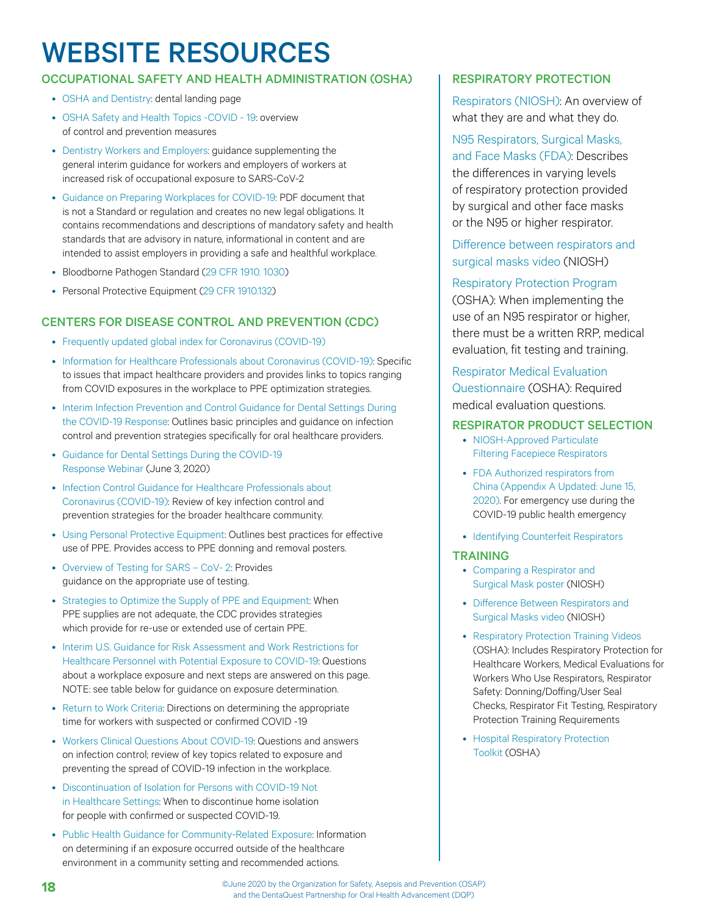# WEBSITE RESOURCES

## OCCUPATIONAL SAFETY AND HEALTH ADMINISTRATION (OSHA)

- OSHA and Dentistry: dental landing page
- OSHA Safety and Health Topics -COVID - 19: overview of control and prevention measures
- Dentistry Workers and Employers: guidance supplementing the general interim guidance for workers and employers of workers at increased risk of occupational exposure to SARS-CoV-2
- Guidance on Preparing Workplaces for COVID-19: PDF document that is not a Standard or regulation and creates no new legal obligations. It contains recommendations and descriptions of mandatory safety and health standards that are advisory in nature, informational in content and are intended to assist employers in providing a safe and healthful workplace.
- Bloodborne Pathogen Standard (29 CFR 1910. 1030)
- Personal Protective Equipment (29 CFR 1910.132)

## CENTERS FOR DISEASE CONTROL AND PREVENTION (CDC)

- Frequently updated global index for Coronavirus (COVID-19)
- Information for Healthcare Professionals about Coronavirus (COVID-19): Specific to issues that impact healthcare providers and provides links to topics ranging from COVID exposures in the workplace to PPE optimization strategies.
- Interim Infection Prevention and Control Guidance for Dental Settings During the COVID-19 Response: Outlines basic principles and guidance on infection control and prevention strategies specifically for oral healthcare providers.
- Guidance for Dental Settings During the COVID-19 Response Webinar (June 3, 2020)
- Infection Control Guidance for Healthcare Professionals about Coronavirus (COVID-19): Review of key infection control and prevention strategies for the broader healthcare community.
- Using Personal Protective Equipment: Outlines best practices for effective use of PPE. Provides access to PPE donning and removal posters.
- Overview of Testing for SARS – CoV- 2: Provides guidance on the appropriate use of testing.
- Strategies to Optimize the Supply of PPE and Equipment: When PPE supplies are not adequate, the CDC provides strategies which provide for re-use or extended use of certain PPE.
- Interim U.S. Guidance for Risk Assessment and Work Restrictions for Healthcare Personnel with Potential Exposure to COVID-19: Questions about a workplace exposure and next steps are answered on this page. NOTE: see table below for guidance on exposure determination.
- Return to Work Criteria: Directions on determining the appropriate time for workers with suspected or confirmed COVID -19
- Workers Clinical Questions About COVID-19: Questions and answers on infection control; review of key topics related to exposure and preventing the spread of COVID-19 infection in the workplace.
- Discontinuation of Isolation for Persons with COVID-19 Not in Healthcare Settings: When to discontinue home isolation for people with confirmed or suspected COVID-19.
- Public Health Guidance for Community-Related Exposure: Information on determining if an exposure occurred outside of the healthcare environment in a community setting and recommended actions.

## RESPIRATORY PROTECTION

Respirators (NIOSH): An overview of what they are and what they do.

N95 Respirators, Surgical Masks, and Face Masks (FDA): Describes the differences in varying levels of respiratory protection provided by surgical and other face masks or the N95 or higher respirator.

Difference between respirators and surgical masks video (NIOSH)

Respiratory Protection Program (OSHA): When implementing the use of an N95 respirator or higher, there must be a written RRP, medical evaluation, fit testing and training.

Respirator Medical Evaluation Questionnaire (OSHA): Required medical evaluation questions.

## RESPIRATOR PRODUCT SELECTION

- NIOSH-Approved Particulate Filtering Facepiece Respirators
- FDA Authorized respirators from China (Appendix A Updated: June 15, 2020). For emergency use during the COVID-19 public health emergency
- Identifying Counterfeit Respirators

## TRAINING

- Comparing a Respirator and Surgical Mask poster (NIOSH)
- Difference Between Respirators and Surgical Masks video (NIOSH)
- Respiratory Protection Training Videos (OSHA): Includes Respiratory Protection for Healthcare Workers, Medical Evaluations for Workers Who Use Respirators, Respirator Safety: Donning/Doffing/User Seal Checks, Respirator Fit Testing, Respiratory Protection Training Requirements
- Hospital Respiratory Protection Toolkit (OSHA)

©June 2020 by the Organization for Safety, Asepsis and Prevention (OSAP) and the DentaQuest Partnership for Oral Health Advancement (DQP)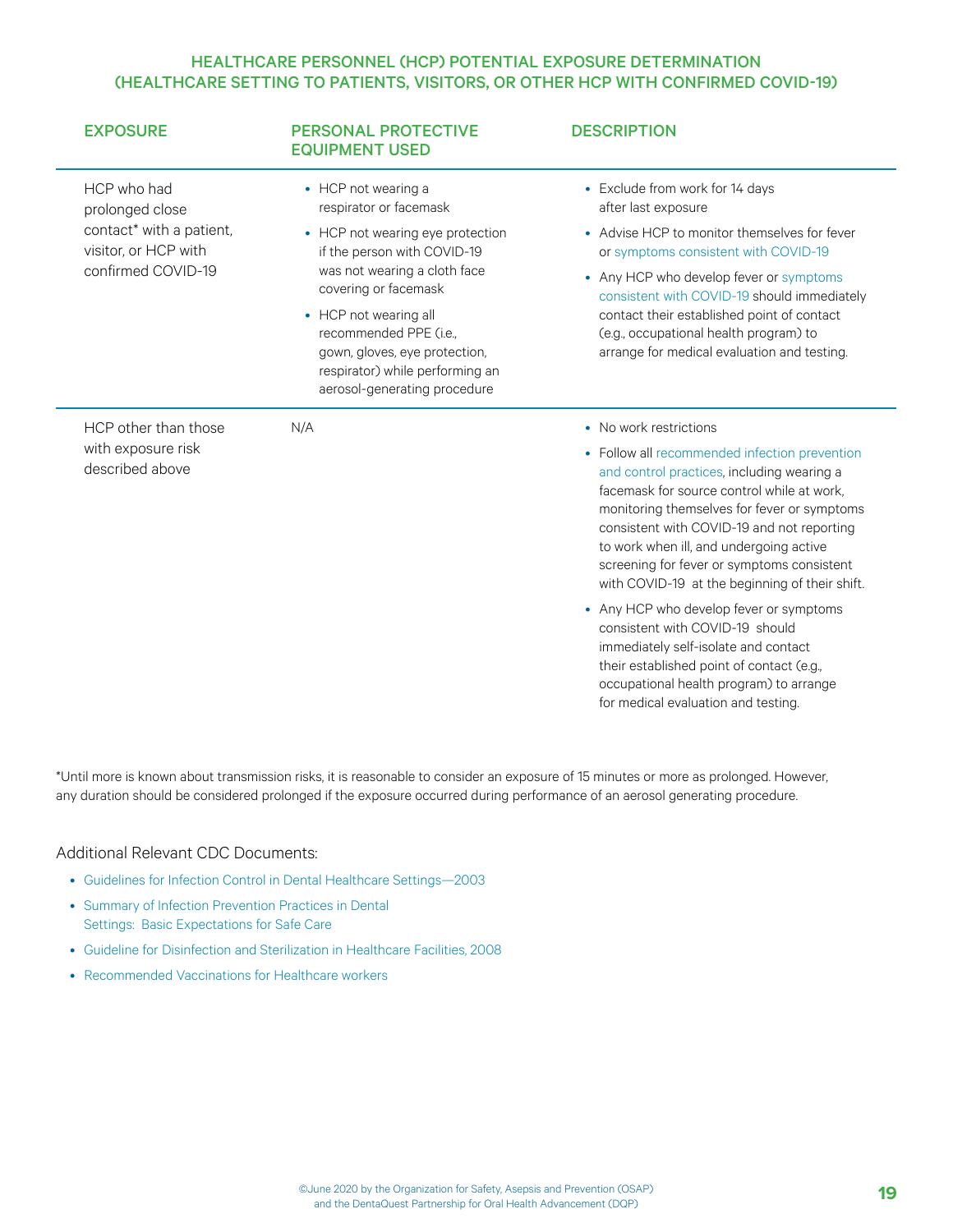## HEALTHCARE PERSONNEL (HCP) POTENTIAL EXPOSURE DETERMINATION (HEALTHCARE SETTING TO PATIENTS, VISITORS, OR OTHER HCP WITH CONFIRMED COVID-19)

| EXPOSURE | PERSONAL PROTECTIVE EQUIPMENT USED | DESCRIPTION |
|---|---|---|
| HCP who had prolonged close contact* with a patient, visitor, or HCP with confirmed COVID-19 | • HCP not wearing a respirator or facemask<br>• HCP not wearing eye protection if the person with COVID-19 was not wearing a cloth face covering or facemask<br>• HCP not wearing all recommended PPE (i.e., gown, gloves, eye protection, respirator) while performing an aerosol-generating procedure | • Exclude from work for 14 days after last exposure<br>• Advise HCP to monitor themselves for fever or symptoms consistent with COVID-19<br>• Any HCP who develop fever or symptoms consistent with COVID-19 should immediately contact their established point of contact (e.g., occupational health program) to arrange for medical evaluation and testing. |
| HCP other than those with exposure risk described above | N/A | • No work restrictions<br>• Follow all recommended infection prevention and control practices, including wearing a facemask for source control while at work, monitoring themselves for fever or symptoms consistent with COVID-19 and not reporting to work when ill, and undergoing active screening for fever or symptoms consistent with COVID-19 at the beginning of their shift.<br>• Any HCP who develop fever or symptoms consistent with COVID-19 should immediately self-isolate and contact their established point of contact (e.g., occupational health program) to arrange for medical evaluation and testing. |

*Until more is known about transmission risks, it is reasonable to consider an exposure of 15 minutes or more as prolonged. However, any duration should be considered prolonged if the exposure occurred during performance of an aerosol generating procedure.

Additional Relevant CDC Documents:

- Guidelines for Infection Control in Dental Healthcare Settings—2003
- Summary of Infection Prevention Practices in Dental Settings: Basic Expectations for Safe Care
- Guideline for Disinfection and Sterilization in Healthcare Facilities, 2008
- Recommended Vaccinations for Healthcare workers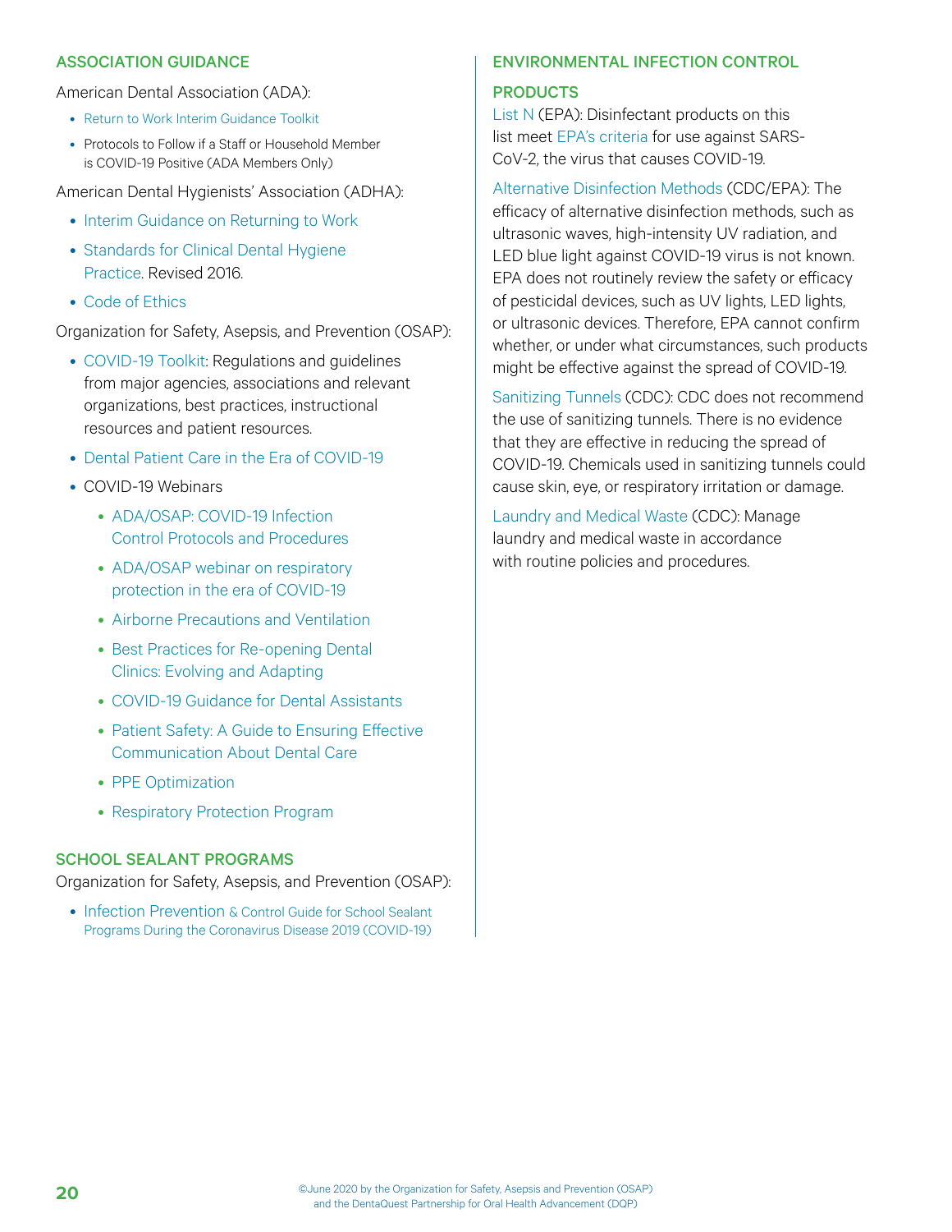## ASSOCIATION GUIDANCE

American Dental Association (ADA):

- Return to Work Interim Guidance Toolkit
- Protocols to Follow if a Staff or Household Member is COVID-19 Positive (ADA Members Only)

American Dental Hygienists' Association (ADHA):

- Interim Guidance on Returning to Work
- Standards for Clinical Dental Hygiene Practice. Revised 2016.
- Code of Ethics

Organization for Safety, Asepsis, and Prevention (OSAP):

- COVID-19 Toolkit: Regulations and guidelines from major agencies, associations and relevant organizations, best practices, instructional resources and patient resources.
- Dental Patient Care in the Era of COVID-19
- COVID-19 Webinars
  - ADA/OSAP: COVID-19 Infection Control Protocols and Procedures
  - ADA/OSAP webinar on respiratory protection in the era of COVID-19
  - Airborne Precautions and Ventilation
  - Best Practices for Re-opening Dental Clinics: Evolving and Adapting
  - COVID-19 Guidance for Dental Assistants
  - Patient Safety: A Guide to Ensuring Effective Communication About Dental Care
  - PPE Optimization
  - Respiratory Protection Program

## SCHOOL SEALANT PROGRAMS

Organization for Safety, Asepsis, and Prevention (OSAP):

- Infection Prevention & Control Guide for School Sealant Programs During the Coronavirus Disease 2019 (COVID-19)

## ENVIRONMENTAL INFECTION CONTROL

## PRODUCTS

List N (EPA): Disinfectant products on this list meet EPA's criteria for use against SARS-CoV-2, the virus that causes COVID-19.

Alternative Disinfection Methods (CDC/EPA): The efficacy of alternative disinfection methods, such as ultrasonic waves, high-intensity UV radiation, and LED blue light against COVID-19 virus is not known. EPA does not routinely review the safety or efficacy of pesticidal devices, such as UV lights, LED lights, or ultrasonic devices. Therefore, EPA cannot confirm whether, or under what circumstances, such products might be effective against the spread of COVID-19.

Sanitizing Tunnels (CDC): CDC does not recommend the use of sanitizing tunnels. There is no evidence that they are effective in reducing the spread of COVID-19. Chemicals used in sanitizing tunnels could cause skin, eye, or respiratory irritation or damage.

Laundry and Medical Waste (CDC): Manage laundry and medical waste in accordance with routine policies and procedures.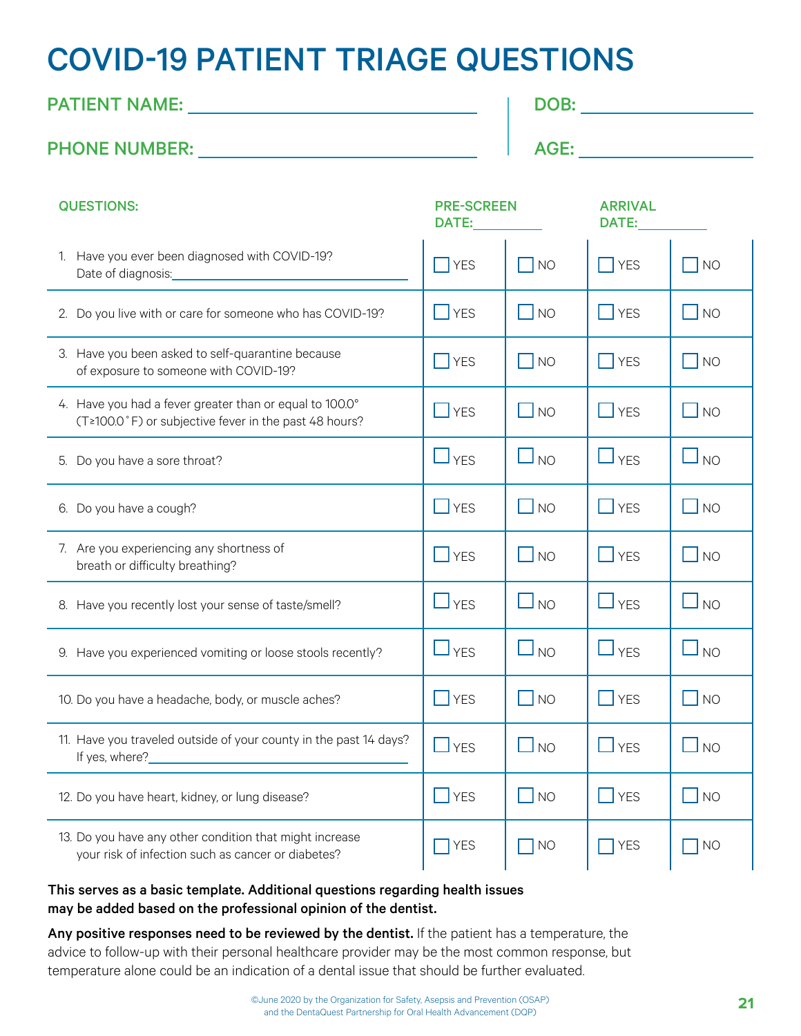# COVID-19 PATIENT TRIAGE QUESTIONS

PATIENT NAME: ______________________ DOB: ______________

PHONE NUMBER: ______________________ AGE: ______________

| QUESTIONS: | PRE-SCREEN DATE:_______ | | ARRIVAL DATE:_______ | |
|---|---|---|---|---|
| 1. Have you ever been diagnosed with COVID-19? Date of diagnosis:__________ | ☐ YES | ☐ NO | ☐ YES | ☐ NO |
| 2. Do you live with or care for someone who has COVID-19? | ☐ YES | ☐ NO | ☐ YES | ☐ NO |
| 3. Have you been asked to self-quarantine because of exposure to someone with COVID-19? | ☐ YES | ☐ NO | ☐ YES | ☐ NO |
| 4. Have you had a fever greater than or equal to 100.0° (T≥100.0˚F) or subjective fever in the past 48 hours? | ☐ YES | ☐ NO | ☐ YES | ☐ NO |
| 5. Do you have a sore throat? | ☐ YES | ☐ NO | ☐ YES | ☐ NO |
| 6. Do you have a cough? | ☐ YES | ☐ NO | ☐ YES | ☐ NO |
| 7. Are you experiencing any shortness of breath or difficulty breathing? | ☐ YES | ☐ NO | ☐ YES | ☐ NO |
| 8. Have you recently lost your sense of taste/smell? | ☐ YES | ☐ NO | ☐ YES | ☐ NO |
| 9. Have you experienced vomiting or loose stools recently? | ☐ YES | ☐ NO | ☐ YES | ☐ NO |
| 10. Do you have a headache, body, or muscle aches? | ☐ YES | ☐ NO | ☐ YES | ☐ NO |
| 11. Have you traveled outside of your county in the past 14 days? If yes, where?__________ | ☐ YES | ☐ NO | ☐ YES | ☐ NO |
| 12. Do you have heart, kidney, or lung disease? | ☐ YES | ☐ NO | ☐ YES | ☐ NO |
| 13. Do you have any other condition that might increase your risk of infection such as cancer or diabetes? | ☐ YES | ☐ NO | ☐ YES | ☐ NO |

**This serves as a basic template. Additional questions regarding health issues may be added based on the professional opinion of the dentist.**

**Any positive responses need to be reviewed by the dentist.** If the patient has a temperature, the advice to follow-up with their personal healthcare provider may be the most common response, but temperature alone could be an indication of a dental issue that should be further evaluated.

©June 2020 by the Organization for Safety, Asepsis and Prevention (OSAP) and the DentaQuest Partnership for Oral Health Advancement (DQP)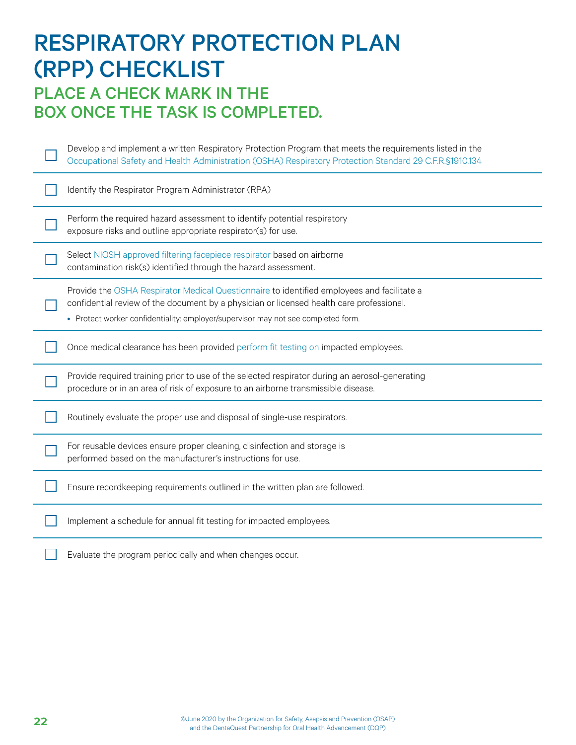# RESPIRATORY PROTECTION PLAN (RPP) CHECKLIST

## PLACE A CHECK MARK IN THE BOX ONCE THE TASK IS COMPLETED.

- [ ] Develop and implement a written Respiratory Protection Program that meets the requirements listed in the Occupational Safety and Health Administration (OSHA) Respiratory Protection Standard 29 C.F.R.§1910.134

- [ ] Identify the Respirator Program Administrator (RPA)

- [ ] Perform the required hazard assessment to identify potential respiratory exposure risks and outline appropriate respirator(s) for use.

- [ ] Select NIOSH approved filtering facepiece respirator based on airborne contamination risk(s) identified through the hazard assessment.

- [ ] Provide the OSHA Respirator Medical Questionnaire to identified employees and facilitate a confidential review of the document by a physician or licensed health care professional.
  - Protect worker confidentiality: employer/supervisor may not see completed form.

- [ ] Once medical clearance has been provided perform fit testing on impacted employees.

- [ ] Provide required training prior to use of the selected respirator during an aerosol-generating procedure or in an area of risk of exposure to an airborne transmissible disease.

- [ ] Routinely evaluate the proper use and disposal of single-use respirators.

- [ ] For reusable devices ensure proper cleaning, disinfection and storage is performed based on the manufacturer's instructions for use.

- [ ] Ensure recordkeeping requirements outlined in the written plan are followed.

- [ ] Implement a schedule for annual fit testing for impacted employees.

- [ ] Evaluate the program periodically and when changes occur.

©June 2020 by the Organization for Safety, Asepsis and Prevention (OSAP) and the DentaQuest Partnership for Oral Health Advancement (DQP)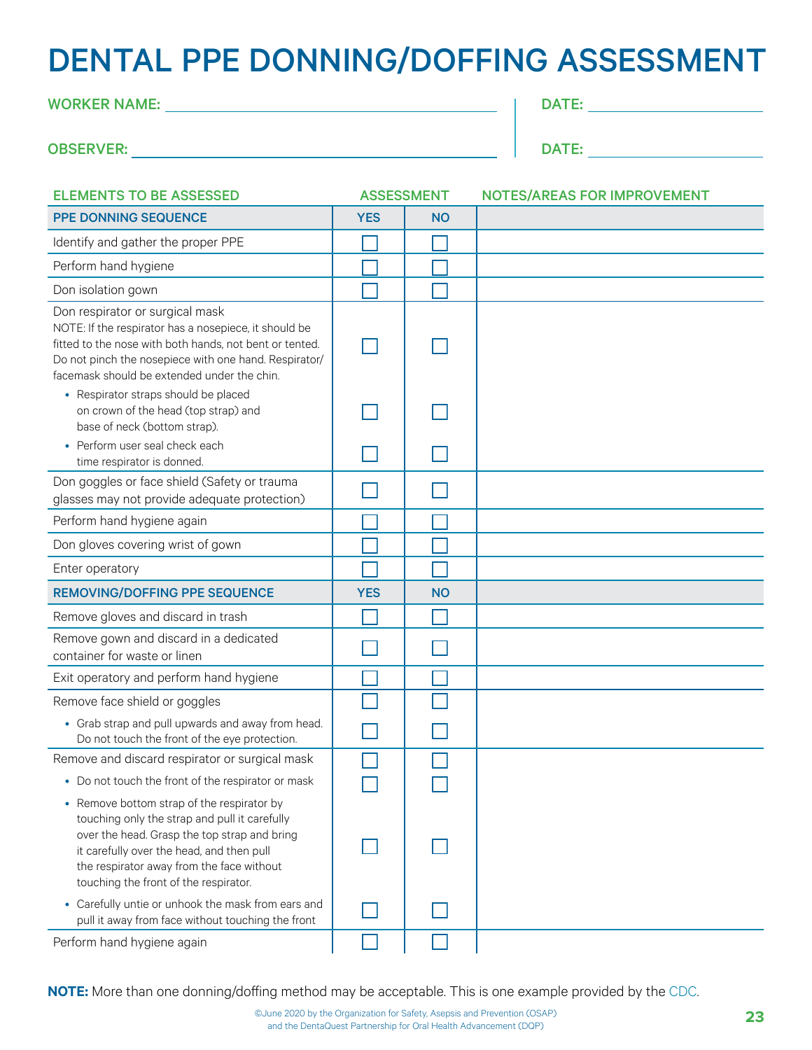# DENTAL PPE DONNING/DOFFING ASSESSMENT

WORKER NAME: ______________________ DATE: ____________

OBSERVER: ______________________ DATE: ____________

| ELEMENTS TO BE ASSESSED | ASSESSMENT | | NOTES/AREAS FOR IMPROVEMENT |
|---|---|---|---|
| **PPE DONNING SEQUENCE** | **YES** | **NO** | |
| Identify and gather the proper PPE | ☐ | ☐ | |
| Perform hand hygiene | ☐ | ☐ | |
| Don isolation gown | ☐ | ☐ | |
| Don respirator or surgical mask<br>NOTE: If the respirator has a nosepiece, it should be fitted to the nose with both hands, not bent or tented. Do not pinch the nosepiece with one hand. Respirator/facemask should be extended under the chin. | ☐ | ☐ | |
| • Respirator straps should be placed on crown of the head (top strap) and base of neck (bottom strap). | ☐ | ☐ | |
| • Perform user seal check each time respirator is donned. | ☐ | ☐ | |
| Don goggles or face shield (Safety or trauma glasses may not provide adequate protection) | ☐ | ☐ | |
| Perform hand hygiene again | ☐ | ☐ | |
| Don gloves covering wrist of gown | ☐ | ☐ | |
| Enter operatory | ☐ | ☐ | |
| **REMOVING/DOFFING PPE SEQUENCE** | **YES** | **NO** | |
| Remove gloves and discard in trash | ☐ | ☐ | |
| Remove gown and discard in a dedicated container for waste or linen | ☐ | ☐ | |
| Exit operatory and perform hand hygiene | ☐ | ☐ | |
| Remove face shield or goggles | ☐ | ☐ | |
| • Grab strap and pull upwards and away from head. Do not touch the front of the eye protection. | ☐ | ☐ | |
| Remove and discard respirator or surgical mask | ☐ | ☐ | |
| • Do not touch the front of the respirator or mask | ☐ | ☐ | |
| • Remove bottom strap of the respirator by touching only the strap and pull it carefully over the head. Grasp the top strap and bring it carefully over the head, and then pull the respirator away from the face without touching the front of the respirator. | ☐ | ☐ | |
| • Carefully untie or unhook the mask from ears and pull it away from face without touching the front | ☐ | ☐ | |
| Perform hand hygiene again | ☐ | ☐ | |

**NOTE:** More than one donning/doffing method may be acceptable. This is one example provided by the CDC.

©June 2020 by the Organization for Safety, Asepsis and Prevention (OSAP) and the DentaQuest Partnership for Oral Health Advancement (DQP)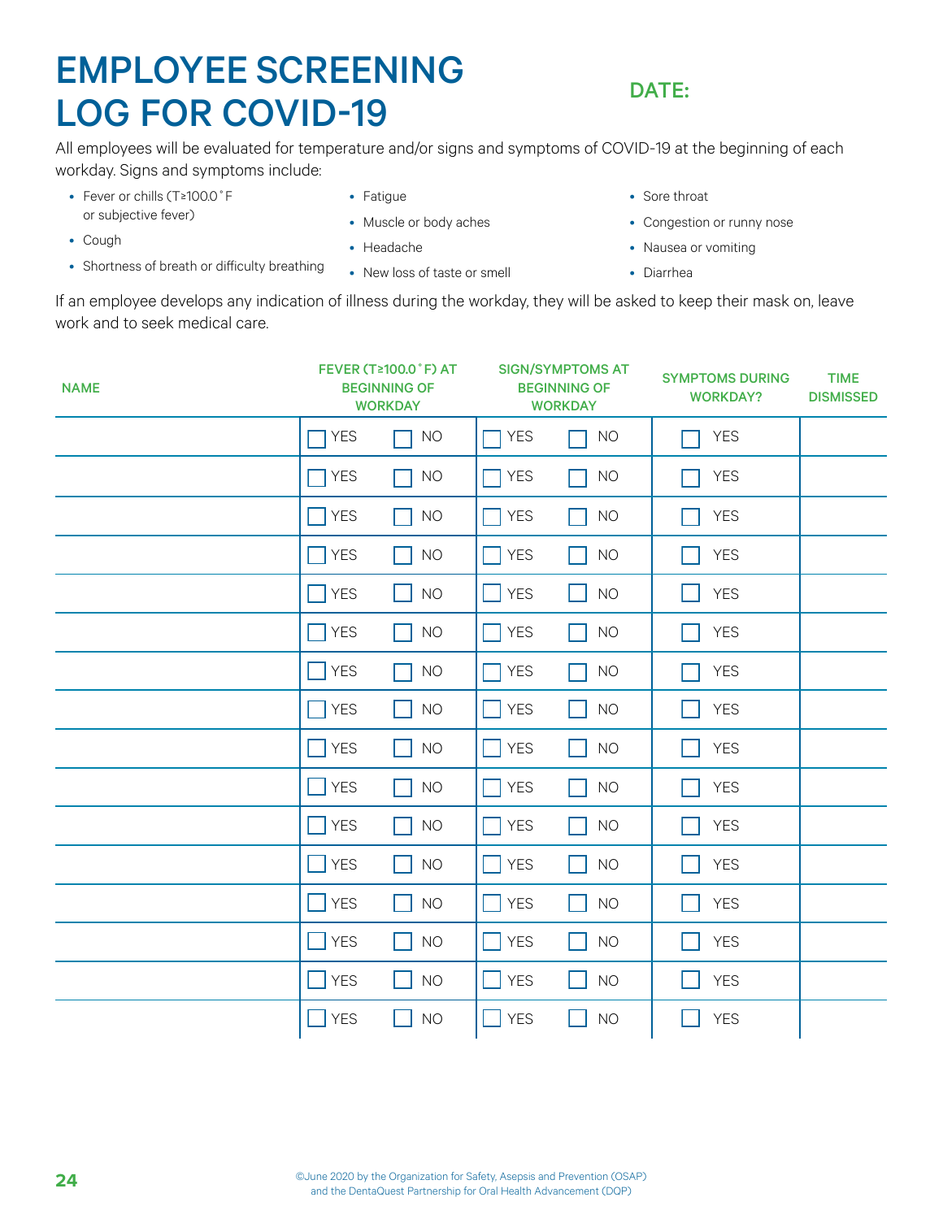# EMPLOYEE SCREENING LOG FOR COVID-19

**DATE:**

All employees will be evaluated for temperature and/or signs and symptoms of COVID-19 at the beginning of each workday. Signs and symptoms include:

- Fever or chills (T≥100.0˚F or subjective fever)
- Cough
- Shortness of breath or difficulty breathing
- Fatigue
- Muscle or body aches
- Headache
- New loss of taste or smell
- Sore throat
- Congestion or runny nose
- Nausea or vomiting
- Diarrhea

If an employee develops any indication of illness during the workday, they will be asked to keep their mask on, leave work and to seek medical care.

| NAME | FEVER (T≥100.0˚F) AT BEGINNING OF WORKDAY | SIGN/SYMPTOMS AT BEGINNING OF WORKDAY | SYMPTOMS DURING WORKDAY? | TIME DISMISSED |
|---|---|---|---|---|
| | ☐ YES ☐ NO | ☐ YES ☐ NO | ☐ YES | |
| | ☐ YES ☐ NO | ☐ YES ☐ NO | ☐ YES | |
| | ☐ YES ☐ NO | ☐ YES ☐ NO | ☐ YES | |
| | ☐ YES ☐ NO | ☐ YES ☐ NO | ☐ YES | |
| | ☐ YES ☐ NO | ☐ YES ☐ NO | ☐ YES | |
| | ☐ YES ☐ NO | ☐ YES ☐ NO | ☐ YES | |
| | ☐ YES ☐ NO | ☐ YES ☐ NO | ☐ YES | |
| | ☐ YES ☐ NO | ☐ YES ☐ NO | ☐ YES | |
| | ☐ YES ☐ NO | ☐ YES ☐ NO | ☐ YES | |
| | ☐ YES ☐ NO | ☐ YES ☐ NO | ☐ YES | |
| | ☐ YES ☐ NO | ☐ YES ☐ NO | ☐ YES | |
| | ☐ YES ☐ NO | ☐ YES ☐ NO | ☐ YES | |
| | ☐ YES ☐ NO | ☐ YES ☐ NO | ☐ YES | |
| | ☐ YES ☐ NO | ☐ YES ☐ NO | ☐ YES | |
| | ☐ YES ☐ NO | ☐ YES ☐ NO | ☐ YES | |
| | ☐ YES ☐ NO | ☐ YES ☐ NO | ☐ YES | |

©June 2020 by the Organization for Safety, Asepsis and Prevention (OSAP) and the DentaQuest Partnership for Oral Health Advancement (DQP)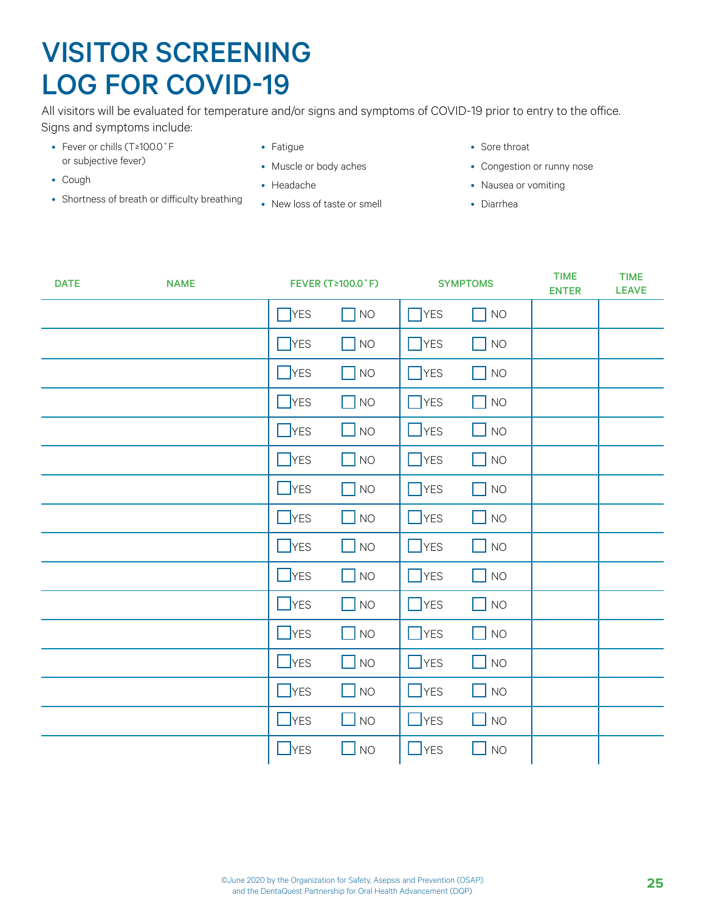# VISITOR SCREENING LOG FOR COVID-19

All visitors will be evaluated for temperature and/or signs and symptoms of COVID-19 prior to entry to the office. Signs and symptoms include:

- Fever or chills (T≥100.0˚F or subjective fever)
- Cough
- Shortness of breath or difficulty breathing
- Fatigue
- Muscle or body aches
- Headache
- New loss of taste or smell
- Sore throat
- Congestion or runny nose
- Nausea or vomiting
- Diarrhea

| DATE | NAME | FEVER (T≥100.0˚F) | | SYMPTOMS | | TIME ENTER | TIME LEAVE |
|---|---|---|---|---|---|---|---|
| | | ☐ YES | ☐ NO | ☐ YES | ☐ NO | | |
| | | ☐ YES | ☐ NO | ☐ YES | ☐ NO | | |
| | | ☐ YES | ☐ NO | ☐ YES | ☐ NO | | |
| | | ☐ YES | ☐ NO | ☐ YES | ☐ NO | | |
| | | ☐ YES | ☐ NO | ☐ YES | ☐ NO | | |
| | | ☐ YES | ☐ NO | ☐ YES | ☐ NO | | |
| | | ☐ YES | ☐ NO | ☐ YES | ☐ NO | | |
| | | ☐ YES | ☐ NO | ☐ YES | ☐ NO | | |
| | | ☐ YES | ☐ NO | ☐ YES | ☐ NO | | |
| | | ☐ YES | ☐ NO | ☐ YES | ☐ NO | | |
| | | ☐ YES | ☐ NO | ☐ YES | ☐ NO | | |
| | | ☐ YES | ☐ NO | ☐ YES | ☐ NO | | |
| | | ☐ YES | ☐ NO | ☐ YES | ☐ NO | | |
| | | ☐ YES | ☐ NO | ☐ YES | ☐ NO | | |
| | | ☐ YES | ☐ NO | ☐ YES | ☐ NO | | |
| | | ☐ YES | ☐ NO | ☐ YES | ☐ NO | | |

©June 2020 by the Organization for Safety, Asepsis and Prevention (OSAP) and the DentaQuest Partnership for Oral Health Advancement (DQP)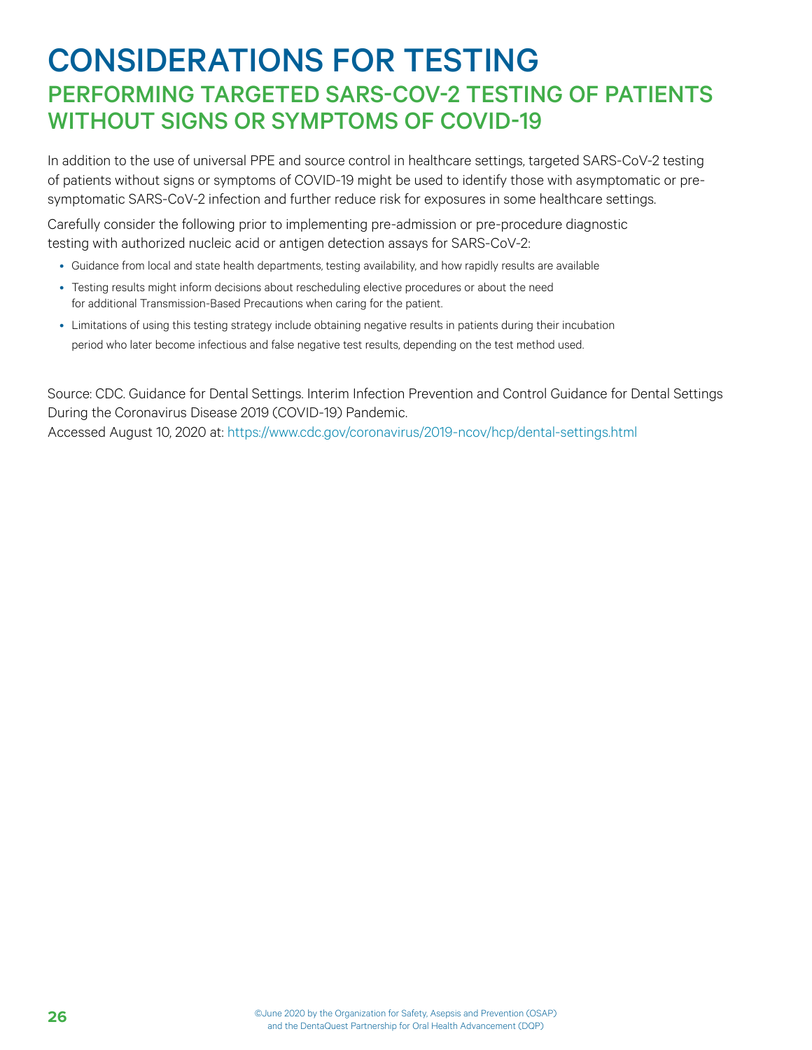# CONSIDERATIONS FOR TESTING

## PERFORMING TARGETED SARS-COV-2 TESTING OF PATIENTS WITHOUT SIGNS OR SYMPTOMS OF COVID-19

In addition to the use of universal PPE and source control in healthcare settings, targeted SARS-CoV-2 testing of patients without signs or symptoms of COVID-19 might be used to identify those with asymptomatic or pre-symptomatic SARS-CoV-2 infection and further reduce risk for exposures in some healthcare settings.

Carefully consider the following prior to implementing pre-admission or pre-procedure diagnostic testing with authorized nucleic acid or antigen detection assays for SARS-CoV-2:

- Guidance from local and state health departments, testing availability, and how rapidly results are available
- Testing results might inform decisions about rescheduling elective procedures or about the need for additional Transmission-Based Precautions when caring for the patient.
- Limitations of using this testing strategy include obtaining negative results in patients during their incubation period who later become infectious and false negative test results, depending on the test method used.

Source: CDC. Guidance for Dental Settings. Interim Infection Prevention and Control Guidance for Dental Settings During the Coronavirus Disease 2019 (COVID-19) Pandemic.
Accessed August 10, 2020 at: https://www.cdc.gov/coronavirus/2019-ncov/hcp/dental-settings.html

©June 2020 by the Organization for Safety, Asepsis and Prevention (OSAP) and the DentaQuest Partnership for Oral Health Advancement (DQP)